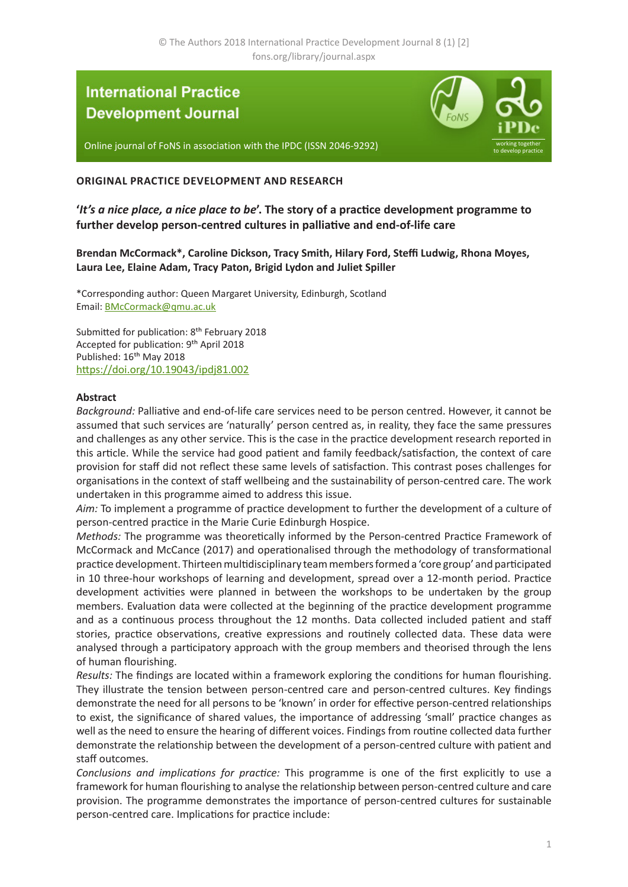© The Authors 2018 International Practice Development Journal 8 (1) [2]
fons.org/library/journal.aspx

**International Practice Development Journal**

Online journal of FoNS in association with the IPDC (ISSN 2046-9292)

**ORIGINAL PRACTICE DEVELOPMENT AND RESEARCH**

# '*It's a nice place, a nice place to be*'. The story of a practice development programme to further develop person-centred cultures in palliative and end-of-life care

**Brendan McCormack\*, Caroline Dickson, Tracy Smith, Hilary Ford, Steffi Ludwig, Rhona Moyes, Laura Lee, Elaine Adam, Tracy Paton, Brigid Lydon and Juliet Spiller**

\*Corresponding author: Queen Margaret University, Edinburgh, Scotland
Email: BMcCormack@qmu.ac.uk

Submitted for publication: 8th February 2018
Accepted for publication: 9th April 2018
Published: 16th May 2018
https://doi.org/10.19043/ipdj81.002

## Abstract

*Background:* Palliative and end-of-life care services need to be person centred. However, it cannot be assumed that such services are 'naturally' person centred as, in reality, they face the same pressures and challenges as any other service. This is the case in the practice development research reported in this article. While the service had good patient and family feedback/satisfaction, the context of care provision for staff did not reflect these same levels of satisfaction. This contrast poses challenges for organisations in the context of staff wellbeing and the sustainability of person-centred care. The work undertaken in this programme aimed to address this issue.

*Aim:* To implement a programme of practice development to further the development of a culture of person-centred practice in the Marie Curie Edinburgh Hospice.

*Methods:* The programme was theoretically informed by the Person-centred Practice Framework of McCormack and McCance (2017) and operationalised through the methodology of transformational practice development. Thirteen multidisciplinary team members formed a 'core group' and participated in 10 three-hour workshops of learning and development, spread over a 12-month period. Practice development activities were planned in between the workshops to be undertaken by the group members. Evaluation data were collected at the beginning of the practice development programme and as a continuous process throughout the 12 months. Data collected included patient and staff stories, practice observations, creative expressions and routinely collected data. These data were analysed through a participatory approach with the group members and theorised through the lens of human flourishing.

*Results:* The findings are located within a framework exploring the conditions for human flourishing. They illustrate the tension between person-centred care and person-centred cultures. Key findings demonstrate the need for all persons to be 'known' in order for effective person-centred relationships to exist, the significance of shared values, the importance of addressing 'small' practice changes as well as the need to ensure the hearing of different voices. Findings from routine collected data further demonstrate the relationship between the development of a person-centred culture with patient and staff outcomes.

*Conclusions and implications for practice:* This programme is one of the first explicitly to use a framework for human flourishing to analyse the relationship between person-centred culture and care provision. The programme demonstrates the importance of person-centred cultures for sustainable person-centred care. Implications for practice include: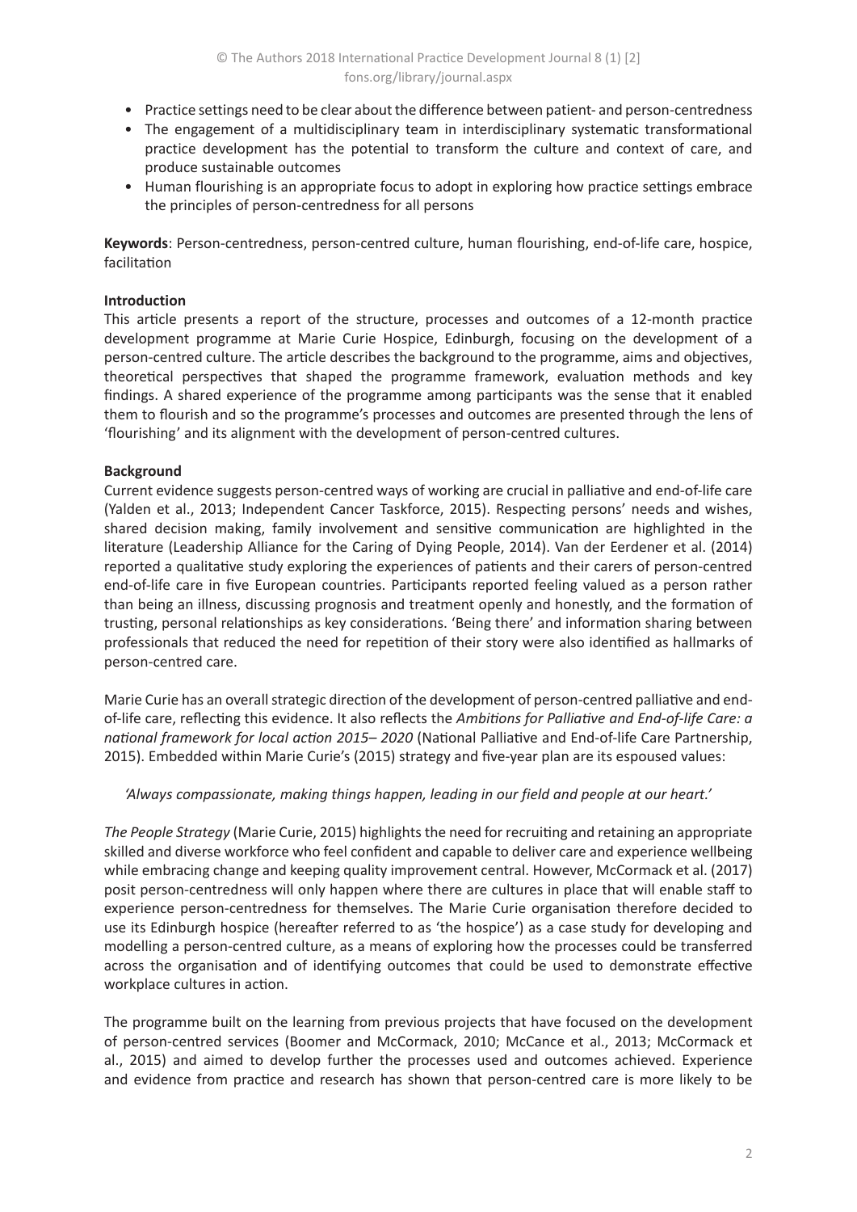- Practice settings need to be clear about the difference between patient- and person-centredness
- The engagement of a multidisciplinary team in interdisciplinary systematic transformational practice development has the potential to transform the culture and context of care, and produce sustainable outcomes
- Human flourishing is an appropriate focus to adopt in exploring how practice settings embrace the principles of person-centredness for all persons

**Keywords**: Person-centredness, person-centred culture, human flourishing, end-of-life care, hospice, facilitation

**Introduction**

This article presents a report of the structure, processes and outcomes of a 12-month practice development programme at Marie Curie Hospice, Edinburgh, focusing on the development of a person-centred culture. The article describes the background to the programme, aims and objectives, theoretical perspectives that shaped the programme framework, evaluation methods and key findings. A shared experience of the programme among participants was the sense that it enabled them to flourish and so the programme's processes and outcomes are presented through the lens of 'flourishing' and its alignment with the development of person-centred cultures.

**Background**

Current evidence suggests person-centred ways of working are crucial in palliative and end-of-life care (Yalden et al., 2013; Independent Cancer Taskforce, 2015). Respecting persons' needs and wishes, shared decision making, family involvement and sensitive communication are highlighted in the literature (Leadership Alliance for the Caring of Dying People, 2014). Van der Eerdener et al. (2014) reported a qualitative study exploring the experiences of patients and their carers of person-centred end-of-life care in five European countries. Participants reported feeling valued as a person rather than being an illness, discussing prognosis and treatment openly and honestly, and the formation of trusting, personal relationships as key considerations. 'Being there' and information sharing between professionals that reduced the need for repetition of their story were also identified as hallmarks of person-centred care.

Marie Curie has an overall strategic direction of the development of person-centred palliative and end-of-life care, reflecting this evidence. It also reflects the *Ambitions for Palliative and End-of-life Care: a national framework for local action 2015– 2020* (National Palliative and End-of-life Care Partnership, 2015). Embedded within Marie Curie's (2015) strategy and five-year plan are its espoused values:

*'Always compassionate, making things happen, leading in our field and people at our heart.'*

*The People Strategy* (Marie Curie, 2015) highlights the need for recruiting and retaining an appropriate skilled and diverse workforce who feel confident and capable to deliver care and experience wellbeing while embracing change and keeping quality improvement central. However, McCormack et al. (2017) posit person-centredness will only happen where there are cultures in place that will enable staff to experience person-centredness for themselves. The Marie Curie organisation therefore decided to use its Edinburgh hospice (hereafter referred to as 'the hospice') as a case study for developing and modelling a person-centred culture, as a means of exploring how the processes could be transferred across the organisation and of identifying outcomes that could be used to demonstrate effective workplace cultures in action.

The programme built on the learning from previous projects that have focused on the development of person-centred services (Boomer and McCormack, 2010; McCance et al., 2013; McCormack et al., 2015) and aimed to develop further the processes used and outcomes achieved. Experience and evidence from practice and research has shown that person-centred care is more likely to be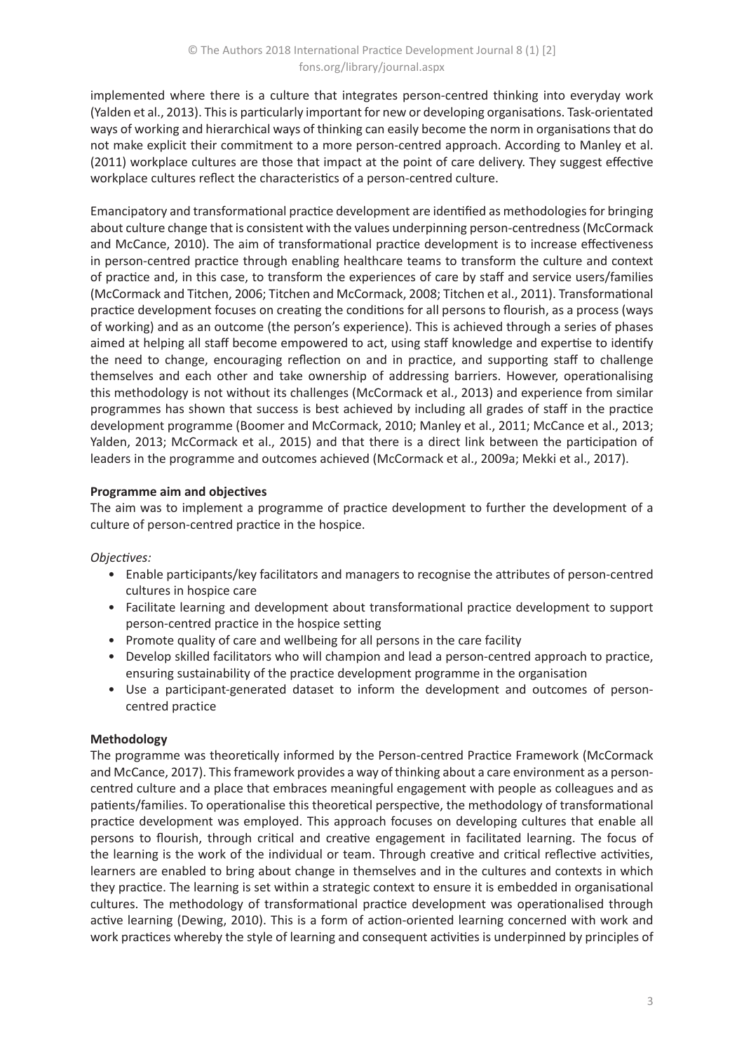implemented where there is a culture that integrates person-centred thinking into everyday work (Yalden et al., 2013). This is particularly important for new or developing organisations. Task-orientated ways of working and hierarchical ways of thinking can easily become the norm in organisations that do not make explicit their commitment to a more person-centred approach. According to Manley et al. (2011) workplace cultures are those that impact at the point of care delivery. They suggest effective workplace cultures reflect the characteristics of a person-centred culture.

Emancipatory and transformational practice development are identified as methodologies for bringing about culture change that is consistent with the values underpinning person-centredness (McCormack and McCance, 2010). The aim of transformational practice development is to increase effectiveness in person-centred practice through enabling healthcare teams to transform the culture and context of practice and, in this case, to transform the experiences of care by staff and service users/families (McCormack and Titchen, 2006; Titchen and McCormack, 2008; Titchen et al., 2011). Transformational practice development focuses on creating the conditions for all persons to flourish, as a process (ways of working) and as an outcome (the person's experience). This is achieved through a series of phases aimed at helping all staff become empowered to act, using staff knowledge and expertise to identify the need to change, encouraging reflection on and in practice, and supporting staff to challenge themselves and each other and take ownership of addressing barriers. However, operationalising this methodology is not without its challenges (McCormack et al., 2013) and experience from similar programmes has shown that success is best achieved by including all grades of staff in the practice development programme (Boomer and McCormack, 2010; Manley et al., 2011; McCance et al., 2013; Yalden, 2013; McCormack et al., 2015) and that there is a direct link between the participation of leaders in the programme and outcomes achieved (McCormack et al., 2009a; Mekki et al., 2017).

**Programme aim and objectives**

The aim was to implement a programme of practice development to further the development of a culture of person-centred practice in the hospice.

*Objectives:*

- Enable participants/key facilitators and managers to recognise the attributes of person-centred cultures in hospice care
- Facilitate learning and development about transformational practice development to support person-centred practice in the hospice setting
- Promote quality of care and wellbeing for all persons in the care facility
- Develop skilled facilitators who will champion and lead a person-centred approach to practice, ensuring sustainability of the practice development programme in the organisation
- Use a participant-generated dataset to inform the development and outcomes of person-centred practice

**Methodology**

The programme was theoretically informed by the Person-centred Practice Framework (McCormack and McCance, 2017). This framework provides a way of thinking about a care environment as a person-centred culture and a place that embraces meaningful engagement with people as colleagues and as patients/families. To operationalise this theoretical perspective, the methodology of transformational practice development was employed. This approach focuses on developing cultures that enable all persons to flourish, through critical and creative engagement in facilitated learning. The focus of the learning is the work of the individual or team. Through creative and critical reflective activities, learners are enabled to bring about change in themselves and in the cultures and contexts in which they practice. The learning is set within a strategic context to ensure it is embedded in organisational cultures. The methodology of transformational practice development was operationalised through active learning (Dewing, 2010). This is a form of action-oriented learning concerned with work and work practices whereby the style of learning and consequent activities is underpinned by principles of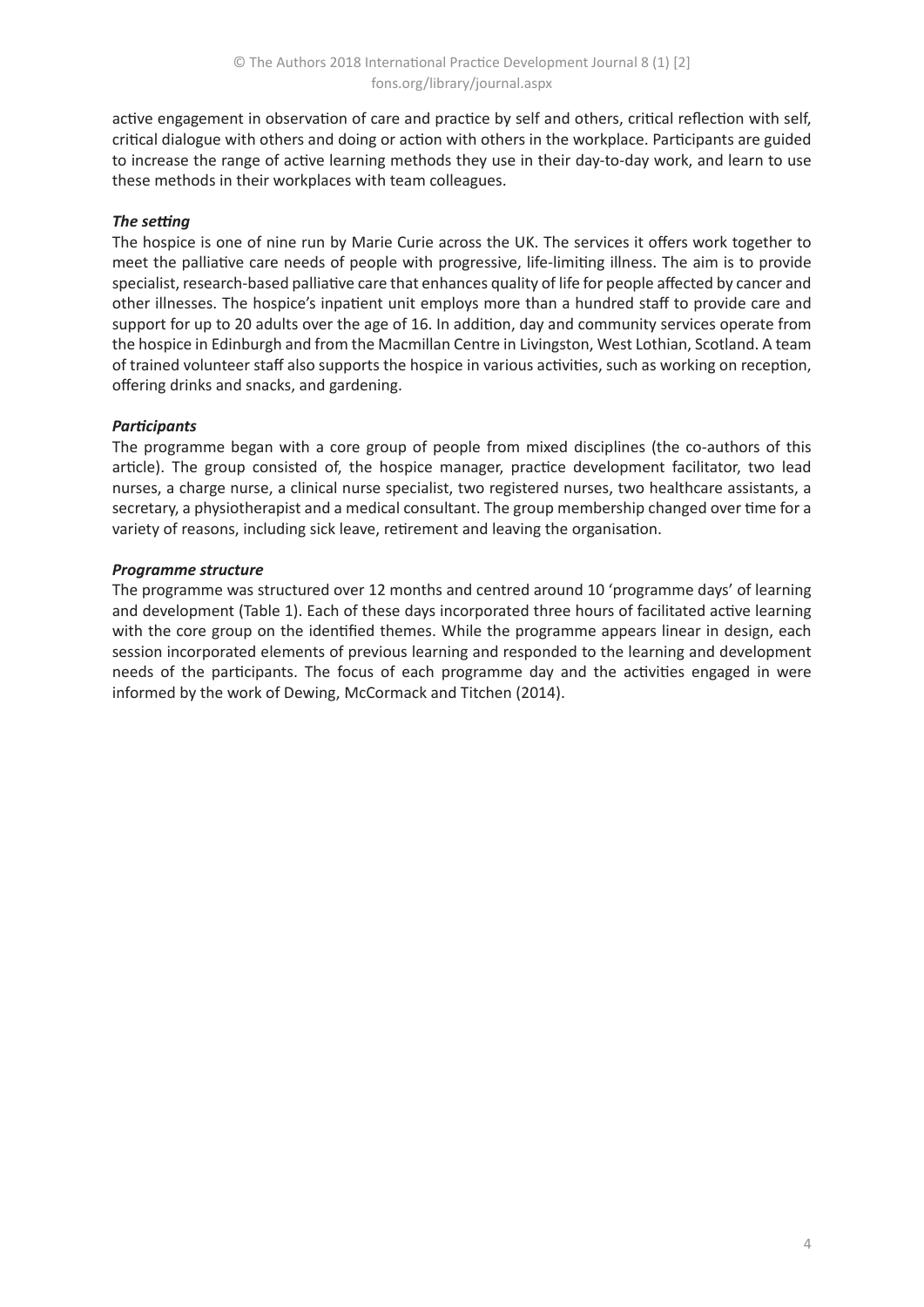active engagement in observation of care and practice by self and others, critical reflection with self, critical dialogue with others and doing or action with others in the workplace. Participants are guided to increase the range of active learning methods they use in their day-to-day work, and learn to use these methods in their workplaces with team colleagues.

***The setting***

The hospice is one of nine run by Marie Curie across the UK. The services it offers work together to meet the palliative care needs of people with progressive, life-limiting illness. The aim is to provide specialist, research-based palliative care that enhances quality of life for people affected by cancer and other illnesses. The hospice's inpatient unit employs more than a hundred staff to provide care and support for up to 20 adults over the age of 16. In addition, day and community services operate from the hospice in Edinburgh and from the Macmillan Centre in Livingston, West Lothian, Scotland. A team of trained volunteer staff also supports the hospice in various activities, such as working on reception, offering drinks and snacks, and gardening.

***Participants***

The programme began with a core group of people from mixed disciplines (the co-authors of this article). The group consisted of, the hospice manager, practice development facilitator, two lead nurses, a charge nurse, a clinical nurse specialist, two registered nurses, two healthcare assistants, a secretary, a physiotherapist and a medical consultant. The group membership changed over time for a variety of reasons, including sick leave, retirement and leaving the organisation.

***Programme structure***

The programme was structured over 12 months and centred around 10 'programme days' of learning and development (Table 1). Each of these days incorporated three hours of facilitated active learning with the core group on the identified themes. While the programme appears linear in design, each session incorporated elements of previous learning and responded to the learning and development needs of the participants. The focus of each programme day and the activities engaged in were informed by the work of Dewing, McCormack and Titchen (2014).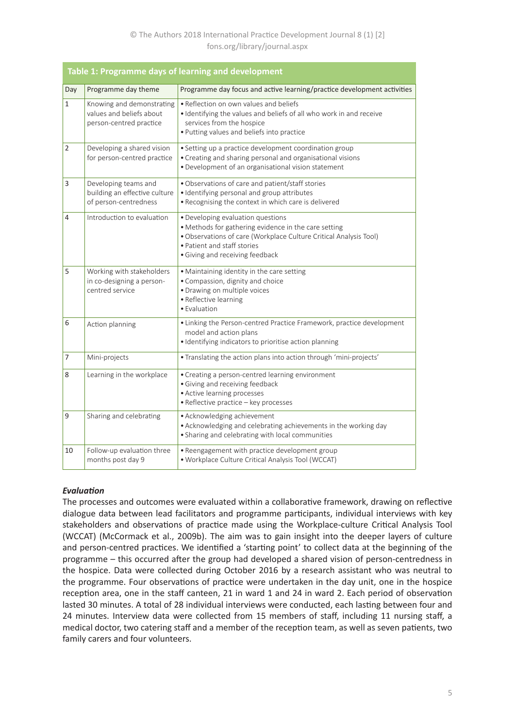**Table 1: Programme days of learning and development**

| Day | Programme day theme | Programme day focus and active learning/practice development activities |
|---|---|---|
| 1 | Knowing and demonstrating values and beliefs about person-centred practice | • Reflection on own values and beliefs<br>• Identifying the values and beliefs of all who work in and receive services from the hospice<br>• Putting values and beliefs into practice |
| 2 | Developing a shared vision for person-centred practice | • Setting up a practice development coordination group<br>• Creating and sharing personal and organisational visions<br>• Development of an organisational vision statement |
| 3 | Developing teams and building an effective culture of person-centredness | • Observations of care and patient/staff stories<br>• Identifying personal and group attributes<br>• Recognising the context in which care is delivered |
| 4 | Introduction to evaluation | • Developing evaluation questions<br>• Methods for gathering evidence in the care setting<br>• Observations of care (Workplace Culture Critical Analysis Tool)<br>• Patient and staff stories<br>• Giving and receiving feedback |
| 5 | Working with stakeholders in co-designing a person-centred service | • Maintaining identity in the care setting<br>• Compassion, dignity and choice<br>• Drawing on multiple voices<br>• Reflective learning<br>• Evaluation |
| 6 | Action planning | • Linking the Person-centred Practice Framework, practice development model and action plans<br>• Identifying indicators to prioritise action planning |
| 7 | Mini-projects | • Translating the action plans into action through 'mini-projects' |
| 8 | Learning in the workplace | • Creating a person-centred learning environment<br>• Giving and receiving feedback<br>• Active learning processes<br>• Reflective practice – key processes |
| 9 | Sharing and celebrating | • Acknowledging achievement<br>• Acknowledging and celebrating achievements in the working day<br>• Sharing and celebrating with local communities |
| 10 | Follow-up evaluation three months post day 9 | • Reengagement with practice development group<br>• Workplace Culture Critical Analysis Tool (WCCAT) |

***Evaluation***

The processes and outcomes were evaluated within a collaborative framework, drawing on reflective dialogue data between lead facilitators and programme participants, individual interviews with key stakeholders and observations of practice made using the Workplace-culture Critical Analysis Tool (WCCAT) (McCormack et al., 2009b). The aim was to gain insight into the deeper layers of culture and person-centred practices. We identified a 'starting point' to collect data at the beginning of the programme – this occurred after the group had developed a shared vision of person-centredness in the hospice. Data were collected during October 2016 by a research assistant who was neutral to the programme. Four observations of practice were undertaken in the day unit, one in the hospice reception area, one in the staff canteen, 21 in ward 1 and 24 in ward 2. Each period of observation lasted 30 minutes. A total of 28 individual interviews were conducted, each lasting between four and 24 minutes. Interview data were collected from 15 members of staff, including 11 nursing staff, a medical doctor, two catering staff and a member of the reception team, as well as seven patients, two family carers and four volunteers.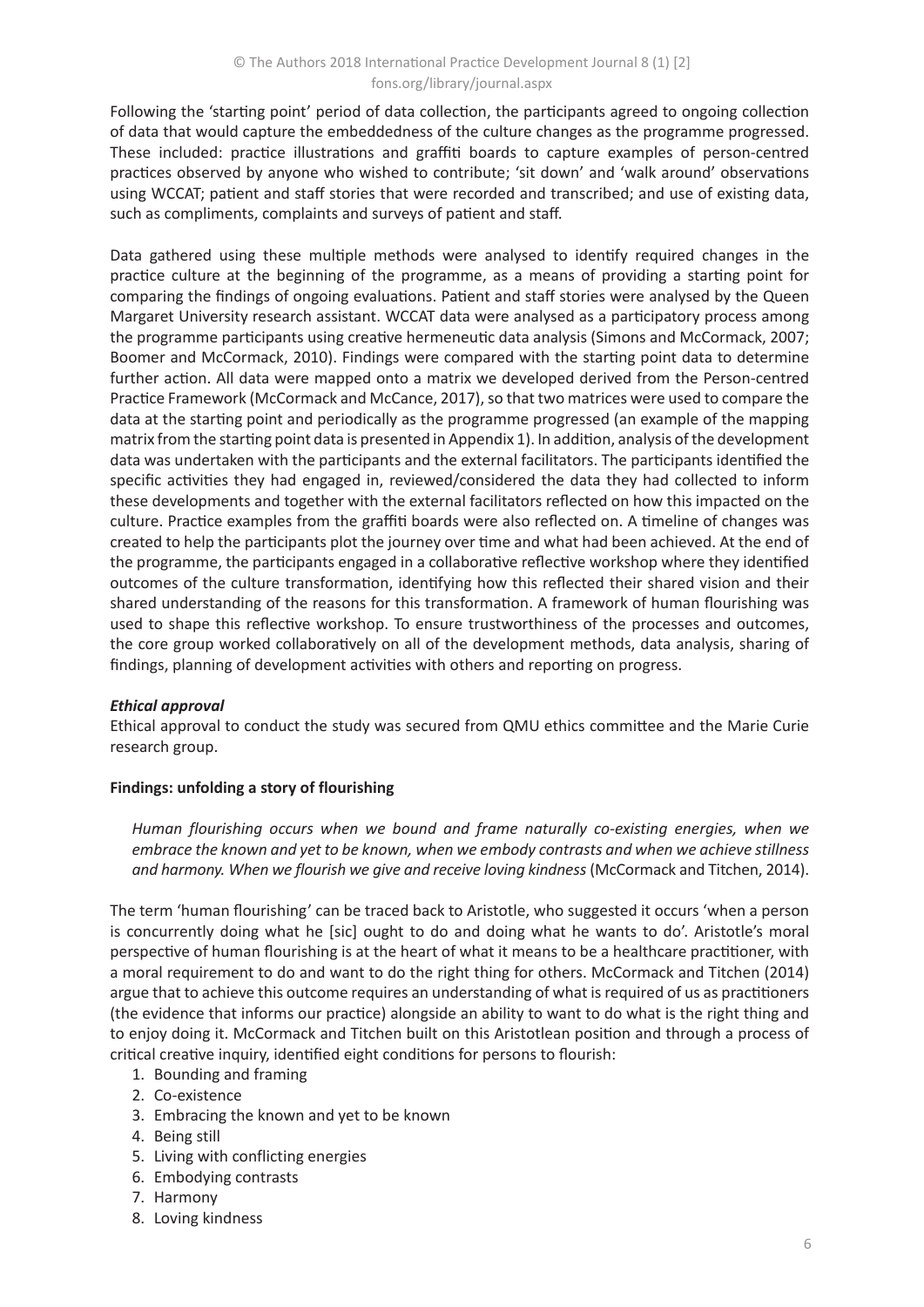Following the 'starting point' period of data collection, the participants agreed to ongoing collection of data that would capture the embeddedness of the culture changes as the programme progressed. These included: practice illustrations and graffiti boards to capture examples of person-centred practices observed by anyone who wished to contribute; 'sit down' and 'walk around' observations using WCCAT; patient and staff stories that were recorded and transcribed; and use of existing data, such as compliments, complaints and surveys of patient and staff.

Data gathered using these multiple methods were analysed to identify required changes in the practice culture at the beginning of the programme, as a means of providing a starting point for comparing the findings of ongoing evaluations. Patient and staff stories were analysed by the Queen Margaret University research assistant. WCCAT data were analysed as a participatory process among the programme participants using creative hermeneutic data analysis (Simons and McCormack, 2007; Boomer and McCormack, 2010). Findings were compared with the starting point data to determine further action. All data were mapped onto a matrix we developed derived from the Person-centred Practice Framework (McCormack and McCance, 2017), so that two matrices were used to compare the data at the starting point and periodically as the programme progressed (an example of the mapping matrix from the starting point data is presented in Appendix 1). In addition, analysis of the development data was undertaken with the participants and the external facilitators. The participants identified the specific activities they had engaged in, reviewed/considered the data they had collected to inform these developments and together with the external facilitators reflected on how this impacted on the culture. Practice examples from the graffiti boards were also reflected on. A timeline of changes was created to help the participants plot the journey over time and what had been achieved. At the end of the programme, the participants engaged in a collaborative reflective workshop where they identified outcomes of the culture transformation, identifying how this reflected their shared vision and their shared understanding of the reasons for this transformation. A framework of human flourishing was used to shape this reflective workshop. To ensure trustworthiness of the processes and outcomes, the core group worked collaboratively on all of the development methods, data analysis, sharing of findings, planning of development activities with others and reporting on progress.

#### *Ethical approval*

Ethical approval to conduct the study was secured from QMU ethics committee and the Marie Curie research group.

### Findings: unfolding a story of flourishing

> *Human flourishing occurs when we bound and frame naturally co-existing energies, when we embrace the known and yet to be known, when we embody contrasts and when we achieve stillness and harmony. When we flourish we give and receive loving kindness* (McCormack and Titchen, 2014).

The term 'human flourishing' can be traced back to Aristotle, who suggested it occurs 'when a person is concurrently doing what he [sic] ought to do and doing what he wants to do'. Aristotle's moral perspective of human flourishing is at the heart of what it means to be a healthcare practitioner, with a moral requirement to do and want to do the right thing for others. McCormack and Titchen (2014) argue that to achieve this outcome requires an understanding of what is required of us as practitioners (the evidence that informs our practice) alongside an ability to want to do what is the right thing and to enjoy doing it. McCormack and Titchen built on this Aristotlean position and through a process of critical creative inquiry, identified eight conditions for persons to flourish:

1. Bounding and framing
2. Co-existence
3. Embracing the known and yet to be known
4. Being still
5. Living with conflicting energies
6. Embodying contrasts
7. Harmony
8. Loving kindness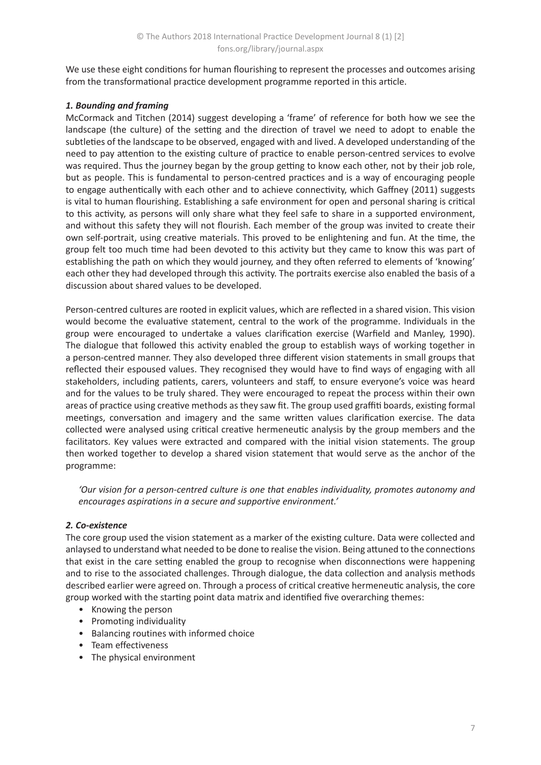We use these eight conditions for human flourishing to represent the processes and outcomes arising from the transformational practice development programme reported in this article.

### *1. Bounding and framing*

McCormack and Titchen (2014) suggest developing a 'frame' of reference for both how we see the landscape (the culture) of the setting and the direction of travel we need to adopt to enable the subtleties of the landscape to be observed, engaged with and lived. A developed understanding of the need to pay attention to the existing culture of practice to enable person-centred services to evolve was required. Thus the journey began by the group getting to know each other, not by their job role, but as people. This is fundamental to person-centred practices and is a way of encouraging people to engage authentically with each other and to achieve connectivity, which Gaffney (2011) suggests is vital to human flourishing. Establishing a safe environment for open and personal sharing is critical to this activity, as persons will only share what they feel safe to share in a supported environment, and without this safety they will not flourish. Each member of the group was invited to create their own self-portrait, using creative materials. This proved to be enlightening and fun. At the time, the group felt too much time had been devoted to this activity but they came to know this was part of establishing the path on which they would journey, and they often referred to elements of 'knowing' each other they had developed through this activity. The portraits exercise also enabled the basis of a discussion about shared values to be developed.

Person-centred cultures are rooted in explicit values, which are reflected in a shared vision. This vision would become the evaluative statement, central to the work of the programme. Individuals in the group were encouraged to undertake a values clarification exercise (Warfield and Manley, 1990). The dialogue that followed this activity enabled the group to establish ways of working together in a person-centred manner. They also developed three different vision statements in small groups that reflected their espoused values. They recognised they would have to find ways of engaging with all stakeholders, including patients, carers, volunteers and staff, to ensure everyone's voice was heard and for the values to be truly shared. They were encouraged to repeat the process within their own areas of practice using creative methods as they saw fit. The group used graffiti boards, existing formal meetings, conversation and imagery and the same written values clarification exercise. The data collected were analysed using critical creative hermeneutic analysis by the group members and the facilitators. Key values were extracted and compared with the initial vision statements. The group then worked together to develop a shared vision statement that would serve as the anchor of the programme:

> *'Our vision for a person-centred culture is one that enables individuality, promotes autonomy and encourages aspirations in a secure and supportive environment.'*

### *2. Co-existence*

The core group used the vision statement as a marker of the existing culture. Data were collected and anlaysed to understand what needed to be done to realise the vision. Being attuned to the connections that exist in the care setting enabled the group to recognise when disconnections were happening and to rise to the associated challenges. Through dialogue, the data collection and analysis methods described earlier were agreed on. Through a process of critical creative hermeneutic analysis, the core group worked with the starting point data matrix and identified five overarching themes:

- Knowing the person
- Promoting individuality
- Balancing routines with informed choice
- Team effectiveness
- The physical environment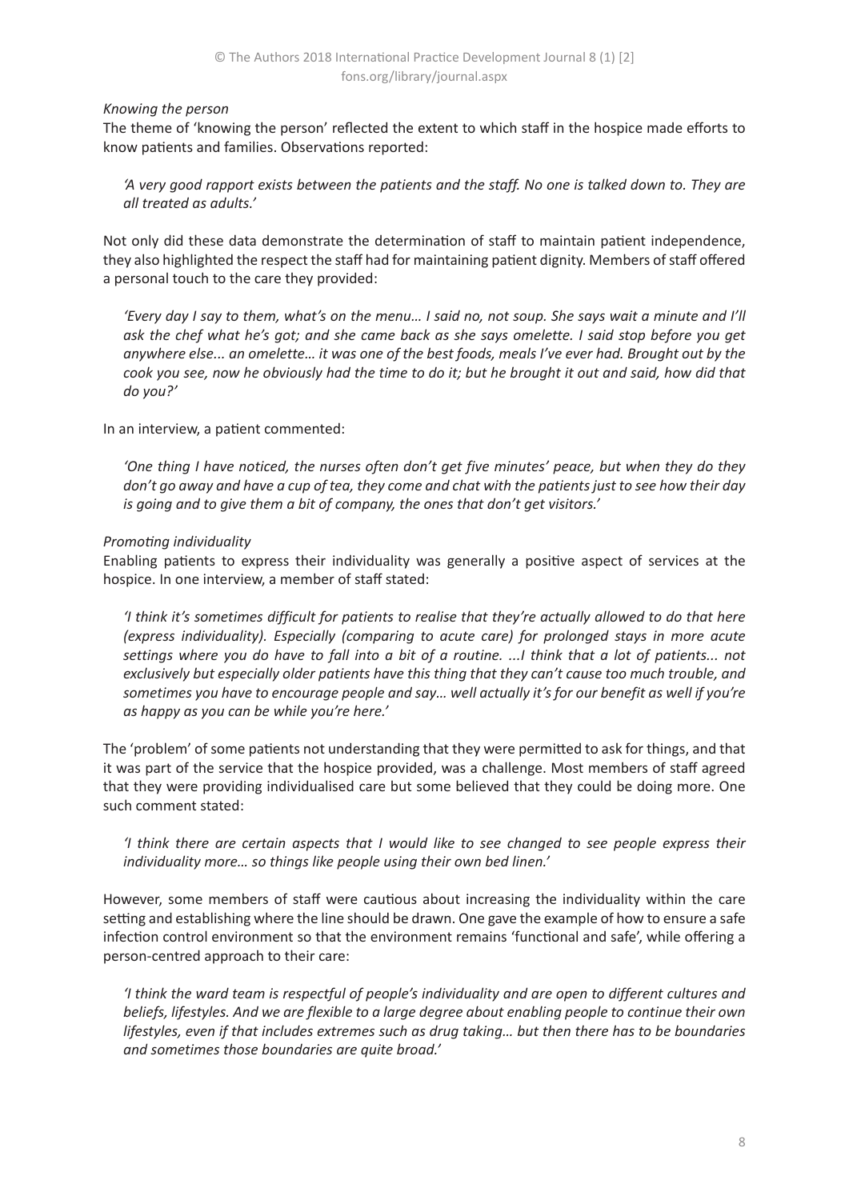*Knowing the person*

The theme of 'knowing the person' reflected the extent to which staff in the hospice made efforts to know patients and families. Observations reported:

> *'A very good rapport exists between the patients and the staff. No one is talked down to. They are all treated as adults.'*

Not only did these data demonstrate the determination of staff to maintain patient independence, they also highlighted the respect the staff had for maintaining patient dignity. Members of staff offered a personal touch to the care they provided:

> *'Every day I say to them, what's on the menu… I said no, not soup. She says wait a minute and I'll ask the chef what he's got; and she came back as she says omelette. I said stop before you get anywhere else... an omelette… it was one of the best foods, meals I've ever had. Brought out by the cook you see, now he obviously had the time to do it; but he brought it out and said, how did that do you?'*

In an interview, a patient commented:

> *'One thing I have noticed, the nurses often don't get five minutes' peace, but when they do they don't go away and have a cup of tea, they come and chat with the patients just to see how their day is going and to give them a bit of company, the ones that don't get visitors.'*

*Promoting individuality*

Enabling patients to express their individuality was generally a positive aspect of services at the hospice. In one interview, a member of staff stated:

> *'I think it's sometimes difficult for patients to realise that they're actually allowed to do that here (express individuality). Especially (comparing to acute care) for prolonged stays in more acute settings where you do have to fall into a bit of a routine. ...I think that a lot of patients... not exclusively but especially older patients have this thing that they can't cause too much trouble, and sometimes you have to encourage people and say… well actually it's for our benefit as well if you're as happy as you can be while you're here.'*

The 'problem' of some patients not understanding that they were permitted to ask for things, and that it was part of the service that the hospice provided, was a challenge. Most members of staff agreed that they were providing individualised care but some believed that they could be doing more. One such comment stated:

> *'I think there are certain aspects that I would like to see changed to see people express their individuality more… so things like people using their own bed linen.'*

However, some members of staff were cautious about increasing the individuality within the care setting and establishing where the line should be drawn. One gave the example of how to ensure a safe infection control environment so that the environment remains 'functional and safe', while offering a person-centred approach to their care:

> *'I think the ward team is respectful of people's individuality and are open to different cultures and beliefs, lifestyles. And we are flexible to a large degree about enabling people to continue their own lifestyles, even if that includes extremes such as drug taking… but then there has to be boundaries and sometimes those boundaries are quite broad.'*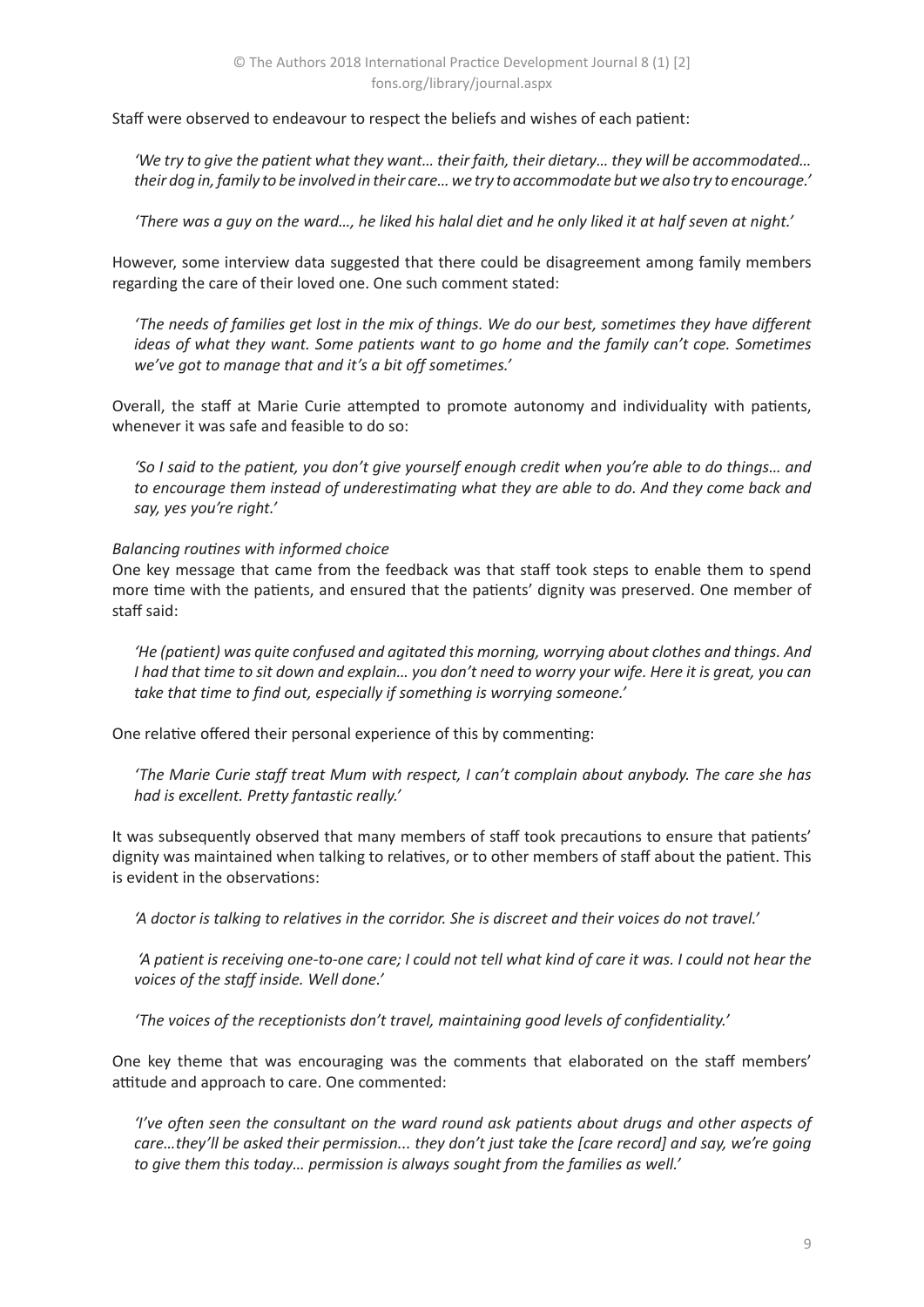Staff were observed to endeavour to respect the beliefs and wishes of each patient:

> *'We try to give the patient what they want… their faith, their dietary… they will be accommodated… their dog in, family to be involved in their care… we try to accommodate but we also try to encourage.'*

> *'There was a guy on the ward…, he liked his halal diet and he only liked it at half seven at night.'*

However, some interview data suggested that there could be disagreement among family members regarding the care of their loved one. One such comment stated:

> *'The needs of families get lost in the mix of things. We do our best, sometimes they have different ideas of what they want. Some patients want to go home and the family can't cope. Sometimes we've got to manage that and it's a bit off sometimes.'*

Overall, the staff at Marie Curie attempted to promote autonomy and individuality with patients, whenever it was safe and feasible to do so:

> *'So I said to the patient, you don't give yourself enough credit when you're able to do things… and to encourage them instead of underestimating what they are able to do. And they come back and say, yes you're right.'*

*Balancing routines with informed choice*

One key message that came from the feedback was that staff took steps to enable them to spend more time with the patients, and ensured that the patients' dignity was preserved. One member of staff said:

> *'He (patient) was quite confused and agitated this morning, worrying about clothes and things. And I had that time to sit down and explain… you don't need to worry your wife. Here it is great, you can take that time to find out, especially if something is worrying someone.'*

One relative offered their personal experience of this by commenting:

> *'The Marie Curie staff treat Mum with respect, I can't complain about anybody. The care she has had is excellent. Pretty fantastic really.'*

It was subsequently observed that many members of staff took precautions to ensure that patients' dignity was maintained when talking to relatives, or to other members of staff about the patient. This is evident in the observations:

> *'A doctor is talking to relatives in the corridor. She is discreet and their voices do not travel.'*

> *'A patient is receiving one-to-one care; I could not tell what kind of care it was. I could not hear the voices of the staff inside. Well done.'*

> *'The voices of the receptionists don't travel, maintaining good levels of confidentiality.'*

One key theme that was encouraging was the comments that elaborated on the staff members' attitude and approach to care. One commented:

> *'I've often seen the consultant on the ward round ask patients about drugs and other aspects of care…they'll be asked their permission... they don't just take the [care record] and say, we're going to give them this today… permission is always sought from the families as well.'*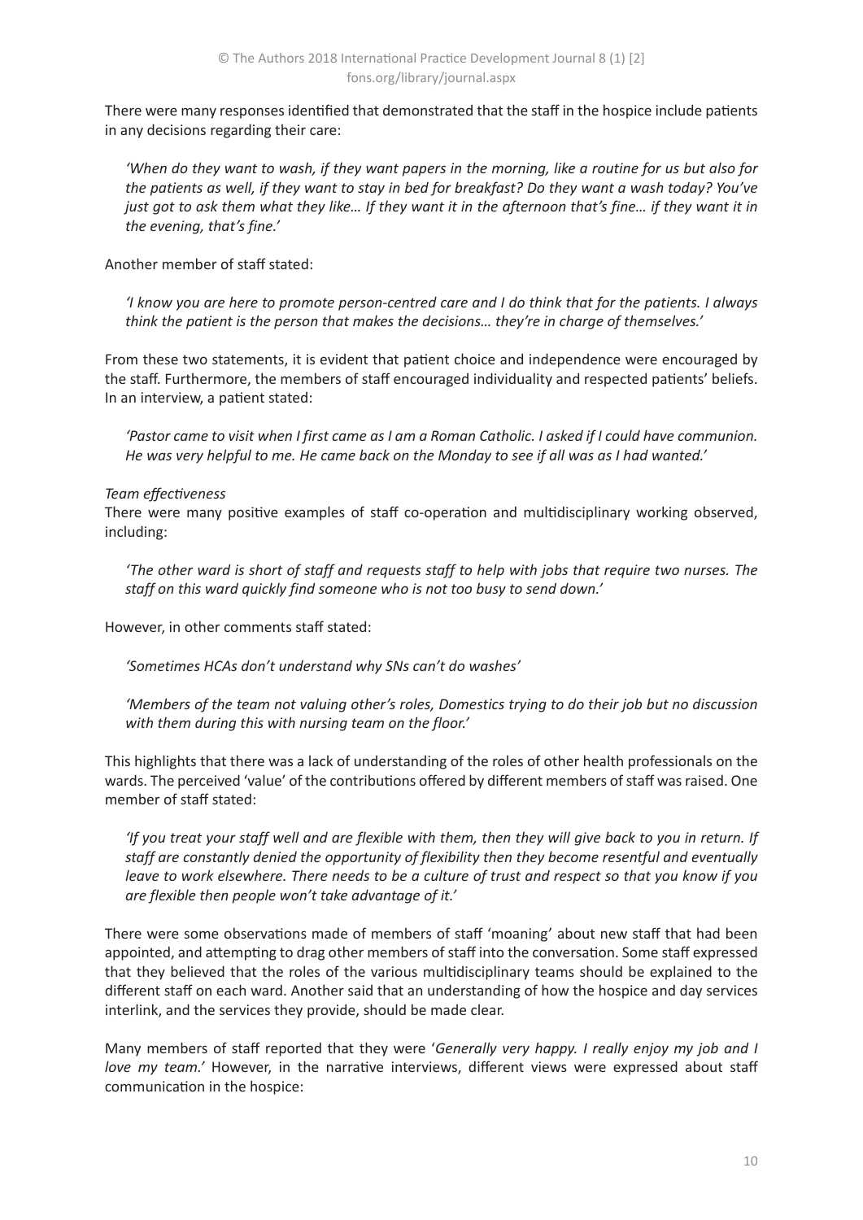There were many responses identified that demonstrated that the staff in the hospice include patients in any decisions regarding their care:

> *'When do they want to wash, if they want papers in the morning, like a routine for us but also for the patients as well, if they want to stay in bed for breakfast? Do they want a wash today? You've just got to ask them what they like… If they want it in the afternoon that's fine… if they want it in the evening, that's fine.'*

Another member of staff stated:

> *'I know you are here to promote person-centred care and I do think that for the patients. I always think the patient is the person that makes the decisions… they're in charge of themselves.'*

From these two statements, it is evident that patient choice and independence were encouraged by the staff. Furthermore, the members of staff encouraged individuality and respected patients' beliefs. In an interview, a patient stated:

> *'Pastor came to visit when I first came as I am a Roman Catholic. I asked if I could have communion. He was very helpful to me. He came back on the Monday to see if all was as I had wanted.'*

*Team effectiveness*

There were many positive examples of staff co-operation and multidisciplinary working observed, including:

> *'The other ward is short of staff and requests staff to help with jobs that require two nurses. The staff on this ward quickly find someone who is not too busy to send down.'*

However, in other comments staff stated:

> *'Sometimes HCAs don't understand why SNs can't do washes'*

> *'Members of the team not valuing other's roles, Domestics trying to do their job but no discussion with them during this with nursing team on the floor.'*

This highlights that there was a lack of understanding of the roles of other health professionals on the wards. The perceived 'value' of the contributions offered by different members of staff was raised. One member of staff stated:

> *'If you treat your staff well and are flexible with them, then they will give back to you in return. If staff are constantly denied the opportunity of flexibility then they become resentful and eventually leave to work elsewhere. There needs to be a culture of trust and respect so that you know if you are flexible then people won't take advantage of it.'*

There were some observations made of members of staff 'moaning' about new staff that had been appointed, and attempting to drag other members of staff into the conversation. Some staff expressed that they believed that the roles of the various multidisciplinary teams should be explained to the different staff on each ward. Another said that an understanding of how the hospice and day services interlink, and the services they provide, should be made clear.

Many members of staff reported that they were '*Generally very happy. I really enjoy my job and I love my team.*' However, in the narrative interviews, different views were expressed about staff communication in the hospice: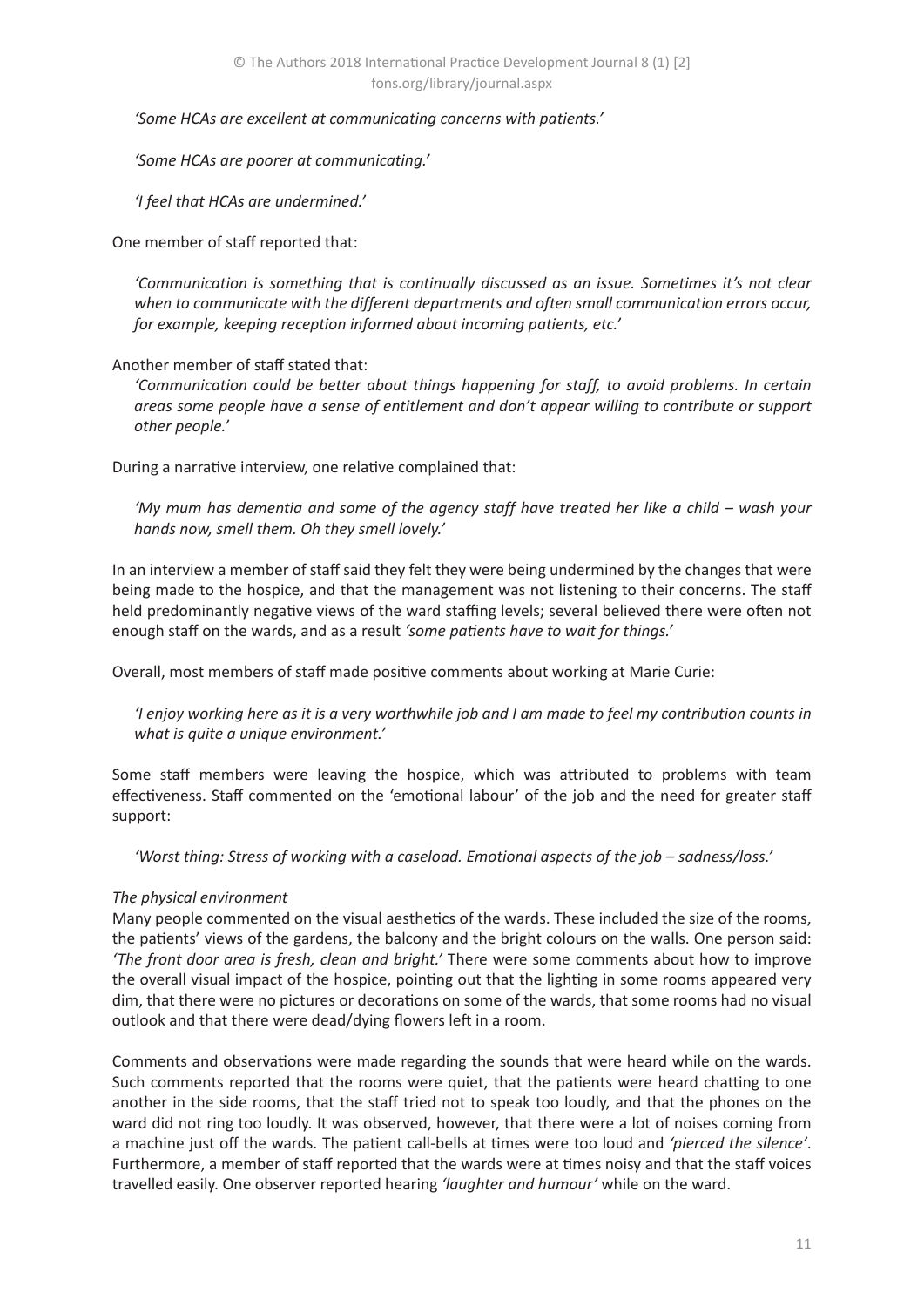*'Some HCAs are excellent at communicating concerns with patients.'*

*'Some HCAs are poorer at communicating.'*

*'I feel that HCAs are undermined.'*

One member of staff reported that:

> *'Communication is something that is continually discussed as an issue. Sometimes it's not clear when to communicate with the different departments and often small communication errors occur, for example, keeping reception informed about incoming patients, etc.'*

Another member of staff stated that:

> *'Communication could be better about things happening for staff, to avoid problems. In certain areas some people have a sense of entitlement and don't appear willing to contribute or support other people.'*

During a narrative interview, one relative complained that:

> *'My mum has dementia and some of the agency staff have treated her like a child – wash your hands now, smell them. Oh they smell lovely.'*

In an interview a member of staff said they felt they were being undermined by the changes that were being made to the hospice, and that the management was not listening to their concerns. The staff held predominantly negative views of the ward staffing levels; several believed there were often not enough staff on the wards, and as a result *'some patients have to wait for things.'*

Overall, most members of staff made positive comments about working at Marie Curie:

> *'I enjoy working here as it is a very worthwhile job and I am made to feel my contribution counts in what is quite a unique environment.'*

Some staff members were leaving the hospice, which was attributed to problems with team effectiveness. Staff commented on the 'emotional labour' of the job and the need for greater staff support:

> *'Worst thing: Stress of working with a caseload. Emotional aspects of the job – sadness/loss.'*

*The physical environment*

Many people commented on the visual aesthetics of the wards. These included the size of the rooms, the patients' views of the gardens, the balcony and the bright colours on the walls. One person said: *'The front door area is fresh, clean and bright.'* There were some comments about how to improve the overall visual impact of the hospice, pointing out that the lighting in some rooms appeared very dim, that there were no pictures or decorations on some of the wards, that some rooms had no visual outlook and that there were dead/dying flowers left in a room.

Comments and observations were made regarding the sounds that were heard while on the wards. Such comments reported that the rooms were quiet, that the patients were heard chatting to one another in the side rooms, that the staff tried not to speak too loudly, and that the phones on the ward did not ring too loudly. It was observed, however, that there were a lot of noises coming from a machine just off the wards. The patient call-bells at times were too loud and *'pierced the silence'*. Furthermore, a member of staff reported that the wards were at times noisy and that the staff voices travelled easily. One observer reported hearing *'laughter and humour'* while on the ward.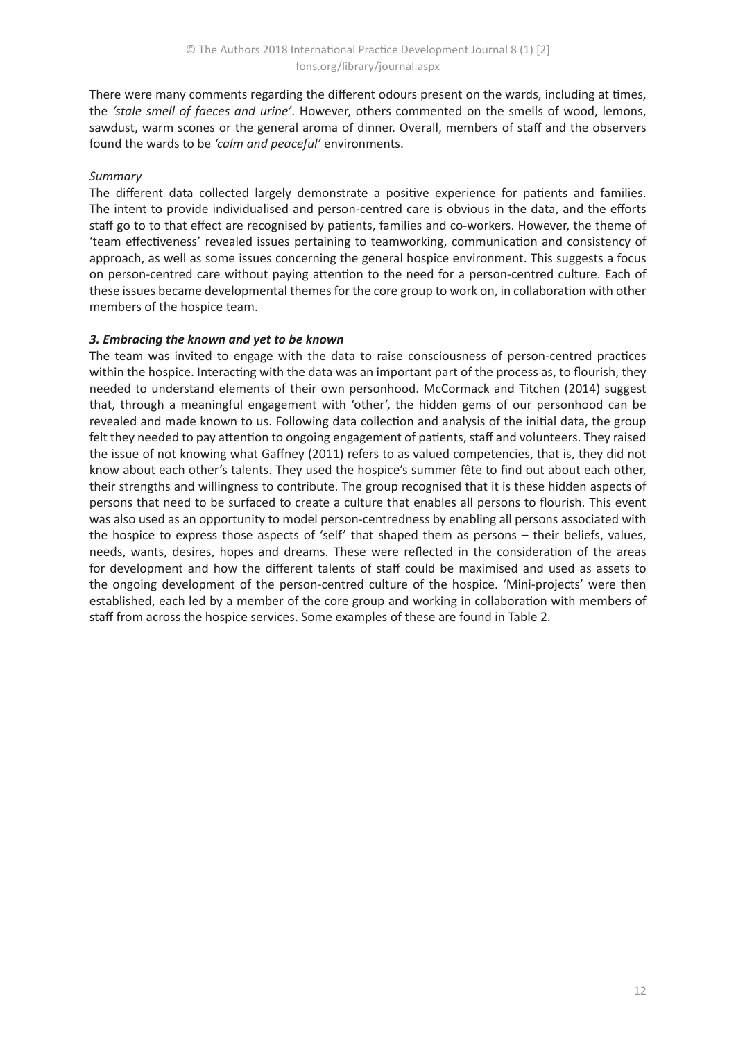There were many comments regarding the different odours present on the wards, including at times, the *'stale smell of faeces and urine'*. However, others commented on the smells of wood, lemons, sawdust, warm scones or the general aroma of dinner. Overall, members of staff and the observers found the wards to be *'calm and peaceful'* environments.

*Summary*

The different data collected largely demonstrate a positive experience for patients and families. The intent to provide individualised and person-centred care is obvious in the data, and the efforts staff go to to that effect are recognised by patients, families and co-workers. However, the theme of 'team effectiveness' revealed issues pertaining to teamworking, communication and consistency of approach, as well as some issues concerning the general hospice environment. This suggests a focus on person-centred care without paying attention to the need for a person-centred culture. Each of these issues became developmental themes for the core group to work on, in collaboration with other members of the hospice team.

### *3. Embracing the known and yet to be known*

The team was invited to engage with the data to raise consciousness of person-centred practices within the hospice. Interacting with the data was an important part of the process as, to flourish, they needed to understand elements of their own personhood. McCormack and Titchen (2014) suggest that, through a meaningful engagement with 'other', the hidden gems of our personhood can be revealed and made known to us. Following data collection and analysis of the initial data, the group felt they needed to pay attention to ongoing engagement of patients, staff and volunteers. They raised the issue of not knowing what Gaffney (2011) refers to as valued competencies, that is, they did not know about each other's talents. They used the hospice's summer fête to find out about each other, their strengths and willingness to contribute. The group recognised that it is these hidden aspects of persons that need to be surfaced to create a culture that enables all persons to flourish. This event was also used as an opportunity to model person-centredness by enabling all persons associated with the hospice to express those aspects of 'self' that shaped them as persons – their beliefs, values, needs, wants, desires, hopes and dreams. These were reflected in the consideration of the areas for development and how the different talents of staff could be maximised and used as assets to the ongoing development of the person-centred culture of the hospice. 'Mini-projects' were then established, each led by a member of the core group and working in collaboration with members of staff from across the hospice services. Some examples of these are found in Table 2.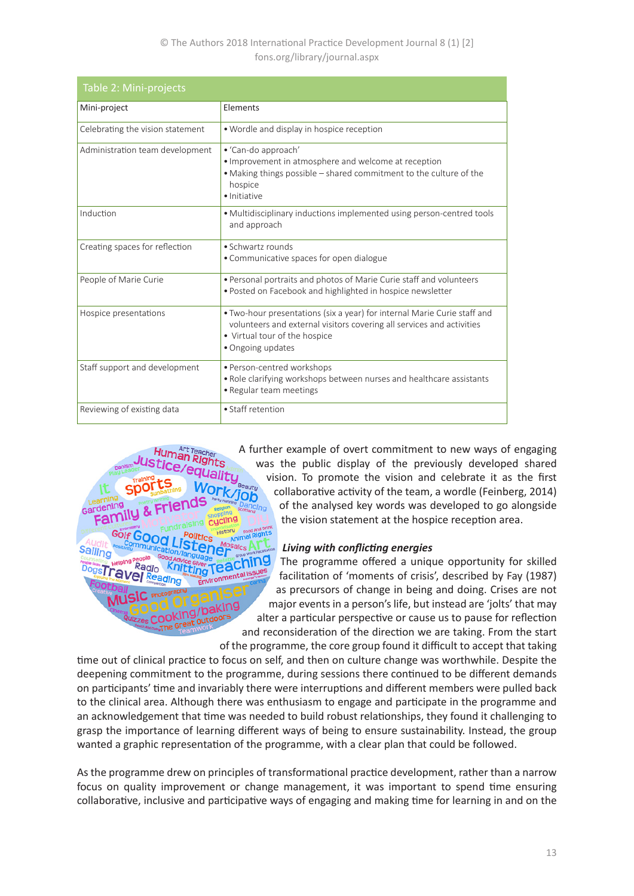Table 2: Mini-projects

| Mini-project | Elements |
|---|---|
| Celebrating the vision statement | • Wordle and display in hospice reception |
| Administration team development | • 'Can-do approach'<br>• Improvement in atmosphere and welcome at reception<br>• Making things possible – shared commitment to the culture of the hospice<br>• Initiative |
| Induction | • Multidisciplinary inductions implemented using person-centred tools and approach |
| Creating spaces for reflection | • Schwartz rounds<br>• Communicative spaces for open dialogue |
| People of Marie Curie | • Personal portraits and photos of Marie Curie staff and volunteers<br>• Posted on Facebook and highlighted in hospice newsletter |
| Hospice presentations | • Two-hour presentations (six a year) for internal Marie Curie staff and volunteers and external visitors covering all services and activities<br>• Virtual tour of the hospice<br>• Ongoing updates |
| Staff support and development | • Person-centred workshops<br>• Role clarifying workshops between nurses and healthcare assistants<br>• Regular team meetings |
| Reviewing of existing data | • Staff retention |

A further example of overt commitment to new ways of engaging was the public display of the previously developed shared vision. To promote the vision and celebrate it as the first collaborative activity of the team, a wordle (Feinberg, 2014) of the analysed key words was developed to go alongside the vision statement at the hospice reception area.

### *Living with conflicting energies*

The programme offered a unique opportunity for skilled facilitation of 'moments of crisis', described by Fay (1987) as precursors of change in being and doing. Crises are not major events in a person's life, but instead are 'jolts' that may alter a particular perspective or cause us to pause for reflection and reconsideration of the direction we are taking. From the start of the programme, the core group found it difficult to accept that taking time out of clinical practice to focus on self, and then on culture change was worthwhile. Despite the deepening commitment to the programme, during sessions there continued to be different demands on participants' time and invariably there were interruptions and different members were pulled back to the clinical area. Although there was enthusiasm to engage and participate in the programme and an acknowledgement that time was needed to build robust relationships, they found it challenging to grasp the importance of learning different ways of being to ensure sustainability. Instead, the group wanted a graphic representation of the programme, with a clear plan that could be followed.

As the programme drew on principles of transformational practice development, rather than a narrow focus on quality improvement or change management, it was important to spend time ensuring collaborative, inclusive and participative ways of engaging and making time for learning in and on the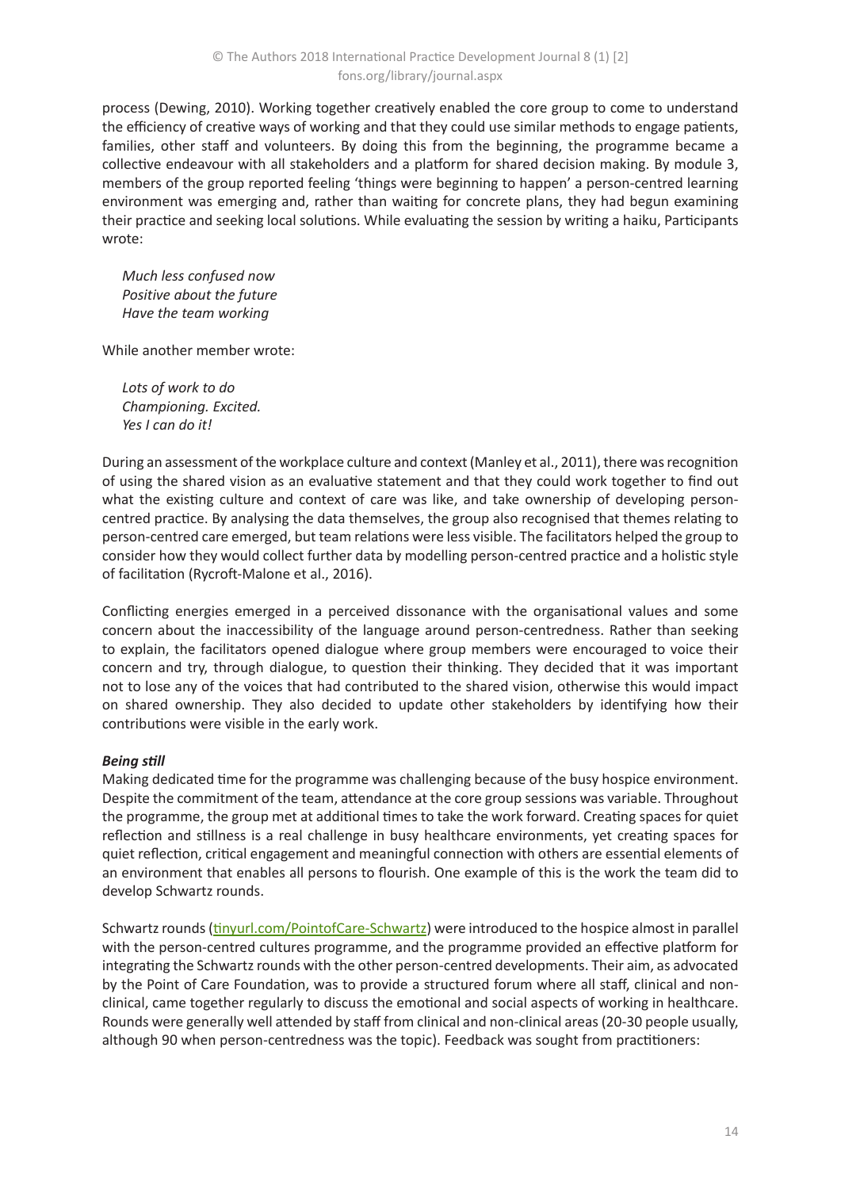process (Dewing, 2010). Working together creatively enabled the core group to come to understand the efficiency of creative ways of working and that they could use similar methods to engage patients, families, other staff and volunteers. By doing this from the beginning, the programme became a collective endeavour with all stakeholders and a platform for shared decision making. By module 3, members of the group reported feeling 'things were beginning to happen' a person-centred learning environment was emerging and, rather than waiting for concrete plans, they had begun examining their practice and seeking local solutions. While evaluating the session by writing a haiku, Participants wrote:

> *Much less confused now*
> *Positive about the future*
> *Have the team working*

While another member wrote:

> *Lots of work to do*
> *Championing. Excited.*
> *Yes I can do it!*

During an assessment of the workplace culture and context (Manley et al., 2011), there was recognition of using the shared vision as an evaluative statement and that they could work together to find out what the existing culture and context of care was like, and take ownership of developing person-centred practice. By analysing the data themselves, the group also recognised that themes relating to person-centred care emerged, but team relations were less visible. The facilitators helped the group to consider how they would collect further data by modelling person-centred practice and a holistic style of facilitation (Rycroft-Malone et al., 2016).

Conflicting energies emerged in a perceived dissonance with the organisational values and some concern about the inaccessibility of the language around person-centredness. Rather than seeking to explain, the facilitators opened dialogue where group members were encouraged to voice their concern and try, through dialogue, to question their thinking. They decided that it was important not to lose any of the voices that had contributed to the shared vision, otherwise this would impact on shared ownership. They also decided to update other stakeholders by identifying how their contributions were visible in the early work.

***Being still***

Making dedicated time for the programme was challenging because of the busy hospice environment. Despite the commitment of the team, attendance at the core group sessions was variable. Throughout the programme, the group met at additional times to take the work forward. Creating spaces for quiet reflection and stillness is a real challenge in busy healthcare environments, yet creating spaces for quiet reflection, critical engagement and meaningful connection with others are essential elements of an environment that enables all persons to flourish. One example of this is the work the team did to develop Schwartz rounds.

Schwartz rounds (tinyurl.com/PointofCare-Schwartz) were introduced to the hospice almost in parallel with the person-centred cultures programme, and the programme provided an effective platform for integrating the Schwartz rounds with the other person-centred developments. Their aim, as advocated by the Point of Care Foundation, was to provide a structured forum where all staff, clinical and non-clinical, came together regularly to discuss the emotional and social aspects of working in healthcare. Rounds were generally well attended by staff from clinical and non-clinical areas (20-30 people usually, although 90 when person-centredness was the topic). Feedback was sought from practitioners: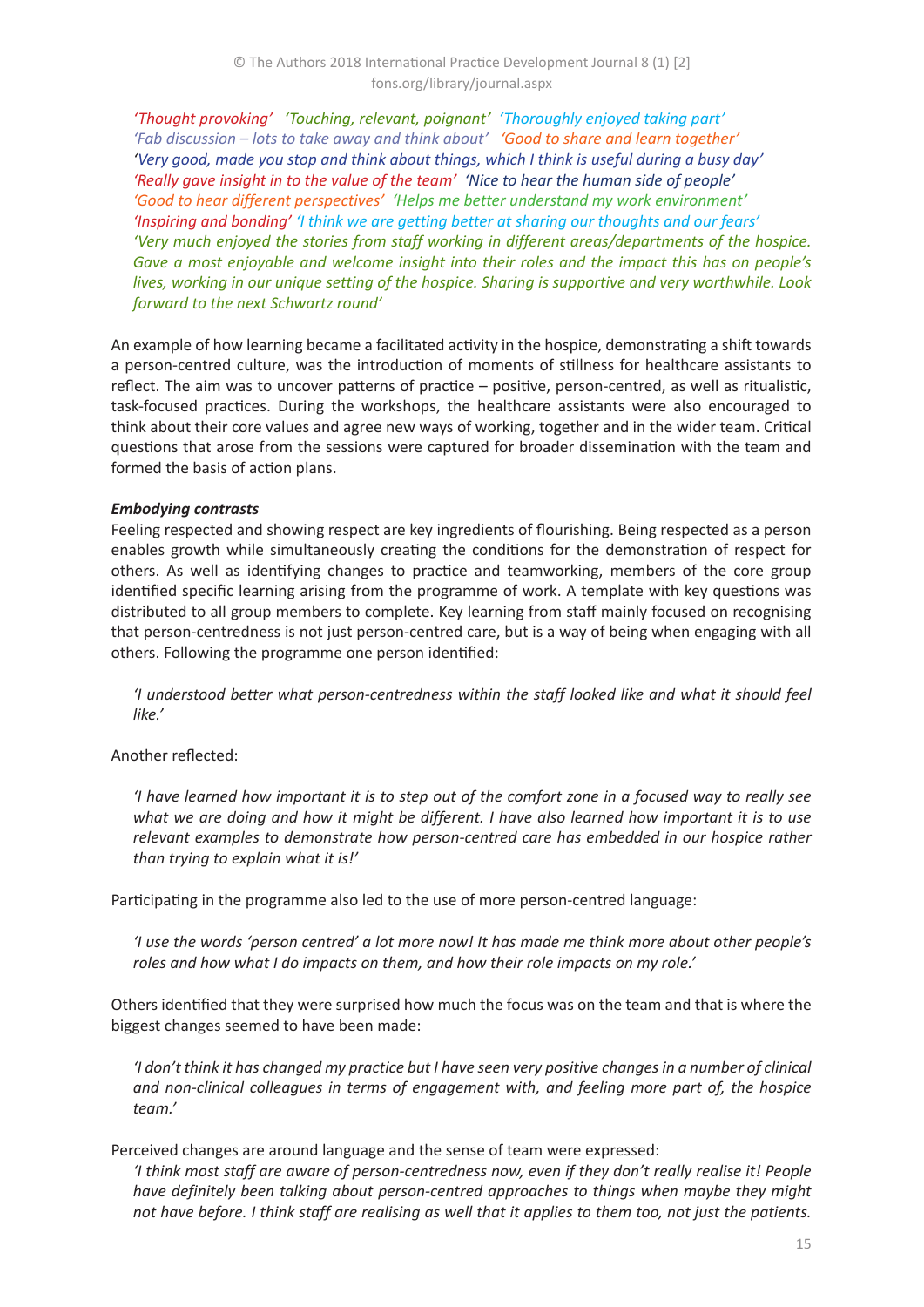*'Thought provoking'* *'Touching, relevant, poignant'* *'Thoroughly enjoyed taking part'*
*'Fab discussion – lots to take away and think about'* *'Good to share and learn together'*
*'Very good, made you stop and think about things, which I think is useful during a busy day'*
*'Really gave insight in to the value of the team'* *'Nice to hear the human side of people'*
*'Good to hear different perspectives'* *'Helps me better understand my work environment'*
*'Inspiring and bonding'* *'I think we are getting better at sharing our thoughts and our fears'*
*'Very much enjoyed the stories from staff working in different areas/departments of the hospice. Gave a most enjoyable and welcome insight into their roles and the impact this has on people's lives, working in our unique setting of the hospice. Sharing is supportive and very worthwhile. Look forward to the next Schwartz round'*

An example of how learning became a facilitated activity in the hospice, demonstrating a shift towards a person-centred culture, was the introduction of moments of stillness for healthcare assistants to reflect. The aim was to uncover patterns of practice – positive, person-centred, as well as ritualistic, task-focused practices. During the workshops, the healthcare assistants were also encouraged to think about their core values and agree new ways of working, together and in the wider team. Critical questions that arose from the sessions were captured for broader dissemination with the team and formed the basis of action plans.

***Embodying contrasts***

Feeling respected and showing respect are key ingredients of flourishing. Being respected as a person enables growth while simultaneously creating the conditions for the demonstration of respect for others. As well as identifying changes to practice and teamworking, members of the core group identified specific learning arising from the programme of work. A template with key questions was distributed to all group members to complete. Key learning from staff mainly focused on recognising that person-centredness is not just person-centred care, but is a way of being when engaging with all others. Following the programme one person identified:

> *'I understood better what person-centredness within the staff looked like and what it should feel like.'*

Another reflected:

> *'I have learned how important it is to step out of the comfort zone in a focused way to really see what we are doing and how it might be different. I have also learned how important it is to use relevant examples to demonstrate how person-centred care has embedded in our hospice rather than trying to explain what it is!'*

Participating in the programme also led to the use of more person-centred language:

> *'I use the words 'person centred' a lot more now! It has made me think more about other people's roles and how what I do impacts on them, and how their role impacts on my role.'*

Others identified that they were surprised how much the focus was on the team and that is where the biggest changes seemed to have been made:

> *'I don't think it has changed my practice but I have seen very positive changes in a number of clinical and non-clinical colleagues in terms of engagement with, and feeling more part of, the hospice team.'*

Perceived changes are around language and the sense of team were expressed:

> *'I think most staff are aware of person-centredness now, even if they don't really realise it! People have definitely been talking about person-centred approaches to things when maybe they might not have before. I think staff are realising as well that it applies to them too, not just the patients.*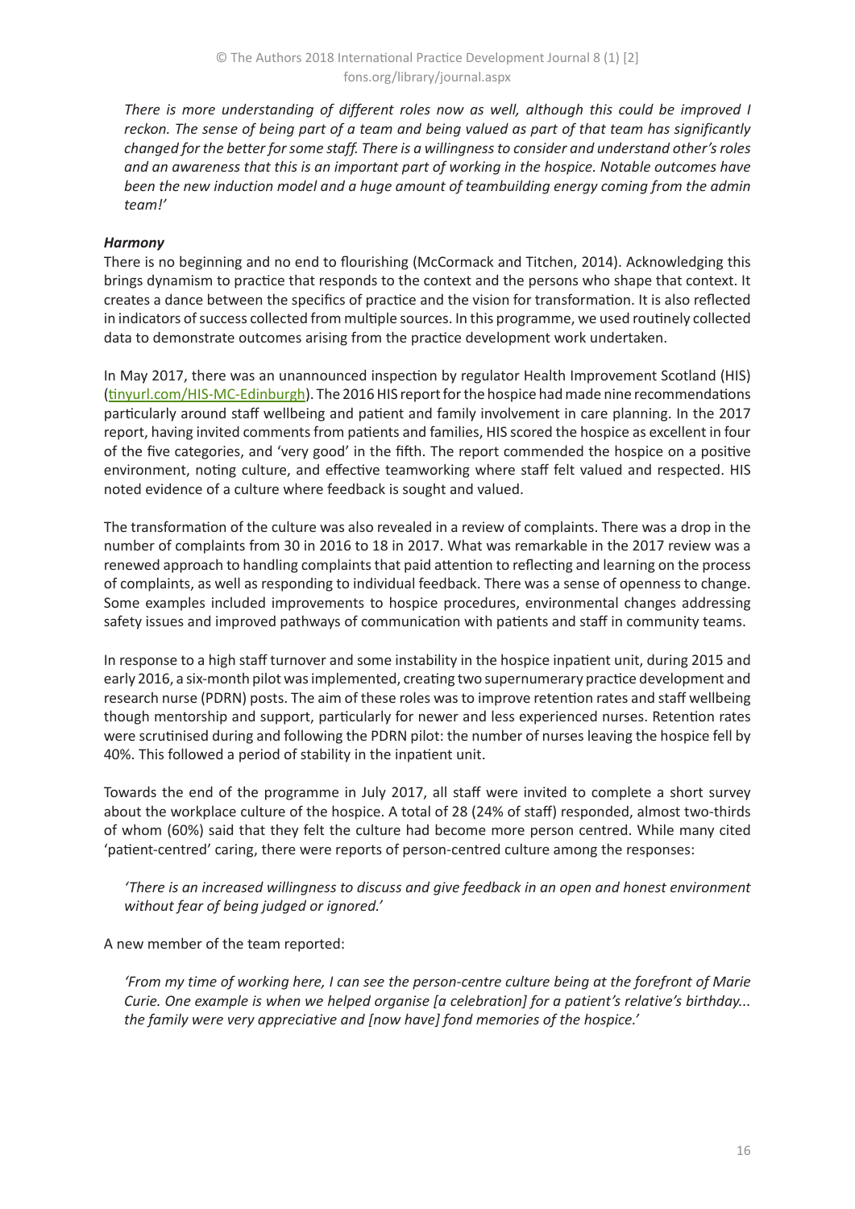*There is more understanding of different roles now as well, although this could be improved I reckon. The sense of being part of a team and being valued as part of that team has significantly changed for the better for some staff. There is a willingness to consider and understand other's roles and an awareness that this is an important part of working in the hospice. Notable outcomes have been the new induction model and a huge amount of teambuilding energy coming from the admin team!'*

***Harmony***

There is no beginning and no end to flourishing (McCormack and Titchen, 2014). Acknowledging this brings dynamism to practice that responds to the context and the persons who shape that context. It creates a dance between the specifics of practice and the vision for transformation. It is also reflected in indicators of success collected from multiple sources. In this programme, we used routinely collected data to demonstrate outcomes arising from the practice development work undertaken.

In May 2017, there was an unannounced inspection by regulator Health Improvement Scotland (HIS) (tinyurl.com/HIS-MC-Edinburgh). The 2016 HIS report for the hospice had made nine recommendations particularly around staff wellbeing and patient and family involvement in care planning. In the 2017 report, having invited comments from patients and families, HIS scored the hospice as excellent in four of the five categories, and 'very good' in the fifth. The report commended the hospice on a positive environment, noting culture, and effective teamworking where staff felt valued and respected. HIS noted evidence of a culture where feedback is sought and valued.

The transformation of the culture was also revealed in a review of complaints. There was a drop in the number of complaints from 30 in 2016 to 18 in 2017. What was remarkable in the 2017 review was a renewed approach to handling complaints that paid attention to reflecting and learning on the process of complaints, as well as responding to individual feedback. There was a sense of openness to change. Some examples included improvements to hospice procedures, environmental changes addressing safety issues and improved pathways of communication with patients and staff in community teams.

In response to a high staff turnover and some instability in the hospice inpatient unit, during 2015 and early 2016, a six-month pilot was implemented, creating two supernumerary practice development and research nurse (PDRN) posts. The aim of these roles was to improve retention rates and staff wellbeing though mentorship and support, particularly for newer and less experienced nurses. Retention rates were scrutinised during and following the PDRN pilot: the number of nurses leaving the hospice fell by 40%. This followed a period of stability in the inpatient unit.

Towards the end of the programme in July 2017, all staff were invited to complete a short survey about the workplace culture of the hospice. A total of 28 (24% of staff) responded, almost two-thirds of whom (60%) said that they felt the culture had become more person centred. While many cited 'patient-centred' caring, there were reports of person-centred culture among the responses:

*'There is an increased willingness to discuss and give feedback in an open and honest environment without fear of being judged or ignored.'*

A new member of the team reported:

*'From my time of working here, I can see the person-centre culture being at the forefront of Marie Curie. One example is when we helped organise [a celebration] for a patient's relative's birthday... the family were very appreciative and [now have] fond memories of the hospice.'*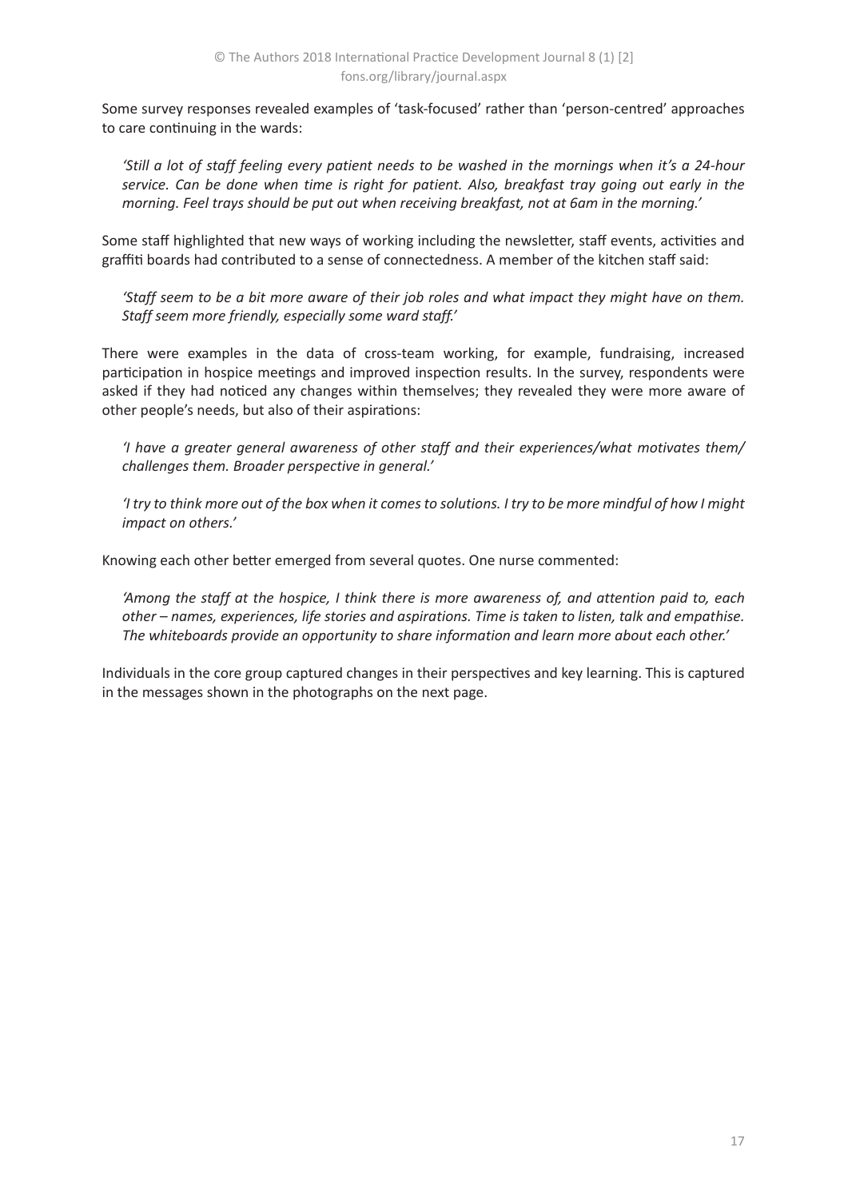Some survey responses revealed examples of 'task-focused' rather than 'person-centred' approaches to care continuing in the wards:

> *'Still a lot of staff feeling every patient needs to be washed in the mornings when it's a 24-hour service. Can be done when time is right for patient. Also, breakfast tray going out early in the morning. Feel trays should be put out when receiving breakfast, not at 6am in the morning.'*

Some staff highlighted that new ways of working including the newsletter, staff events, activities and graffiti boards had contributed to a sense of connectedness. A member of the kitchen staff said:

> *'Staff seem to be a bit more aware of their job roles and what impact they might have on them. Staff seem more friendly, especially some ward staff.'*

There were examples in the data of cross-team working, for example, fundraising, increased participation in hospice meetings and improved inspection results. In the survey, respondents were asked if they had noticed any changes within themselves; they revealed they were more aware of other people's needs, but also of their aspirations:

> *'I have a greater general awareness of other staff and their experiences/what motivates them/ challenges them. Broader perspective in general.'*

> *'I try to think more out of the box when it comes to solutions. I try to be more mindful of how I might impact on others.'*

Knowing each other better emerged from several quotes. One nurse commented:

> *'Among the staff at the hospice, I think there is more awareness of, and attention paid to, each other – names, experiences, life stories and aspirations. Time is taken to listen, talk and empathise. The whiteboards provide an opportunity to share information and learn more about each other.'*

Individuals in the core group captured changes in their perspectives and key learning. This is captured in the messages shown in the photographs on the next page.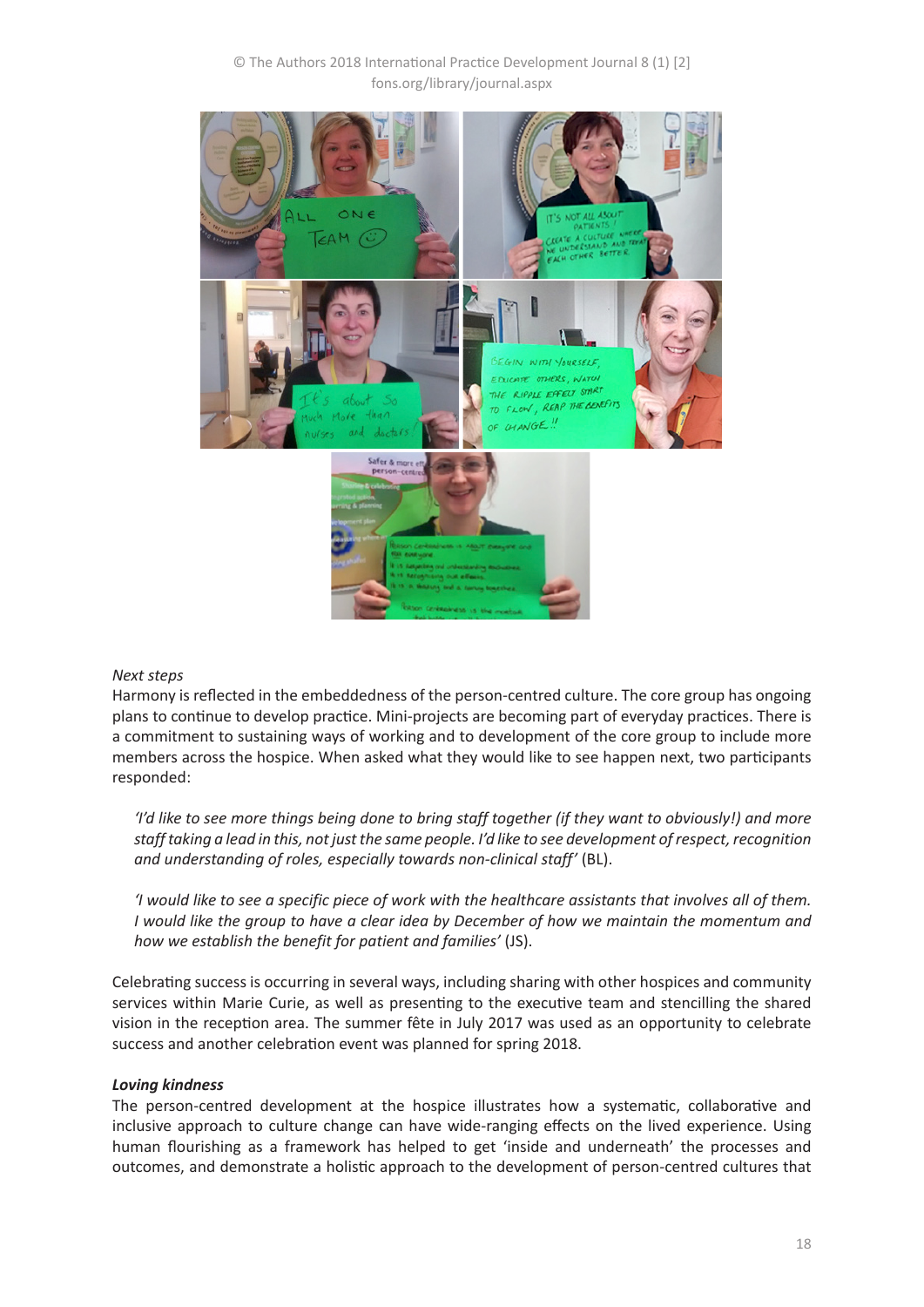*Next steps*

Harmony is reflected in the embeddedness of the person-centred culture. The core group has ongoing plans to continue to develop practice. Mini-projects are becoming part of everyday practices. There is a commitment to sustaining ways of working and to development of the core group to include more members across the hospice. When asked what they would like to see happen next, two participants responded:

> *'I'd like to see more things being done to bring staff together (if they want to obviously!) and more staff taking a lead in this, not just the same people. I'd like to see development of respect, recognition and understanding of roles, especially towards non-clinical staff'* (BL).

> *'I would like to see a specific piece of work with the healthcare assistants that involves all of them. I would like the group to have a clear idea by December of how we maintain the momentum and how we establish the benefit for patient and families'* (JS).

Celebrating success is occurring in several ways, including sharing with other hospices and community services within Marie Curie, as well as presenting to the executive team and stencilling the shared vision in the reception area. The summer fête in July 2017 was used as an opportunity to celebrate success and another celebration event was planned for spring 2018.

***Loving kindness***

The person-centred development at the hospice illustrates how a systematic, collaborative and inclusive approach to culture change can have wide-ranging effects on the lived experience. Using human flourishing as a framework has helped to get 'inside and underneath' the processes and outcomes, and demonstrate a holistic approach to the development of person-centred cultures that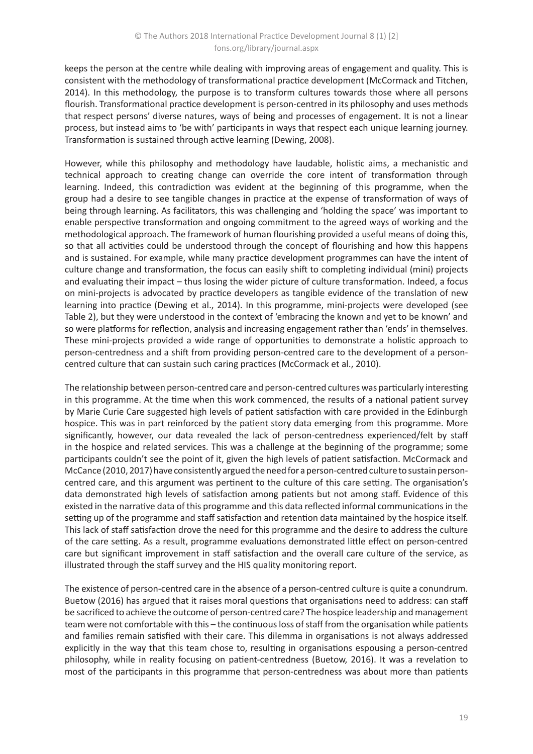keeps the person at the centre while dealing with improving areas of engagement and quality. This is consistent with the methodology of transformational practice development (McCormack and Titchen, 2014). In this methodology, the purpose is to transform cultures towards those where all persons flourish. Transformational practice development is person-centred in its philosophy and uses methods that respect persons' diverse natures, ways of being and processes of engagement. It is not a linear process, but instead aims to 'be with' participants in ways that respect each unique learning journey. Transformation is sustained through active learning (Dewing, 2008).

However, while this philosophy and methodology have laudable, holistic aims, a mechanistic and technical approach to creating change can override the core intent of transformation through learning. Indeed, this contradiction was evident at the beginning of this programme, when the group had a desire to see tangible changes in practice at the expense of transformation of ways of being through learning. As facilitators, this was challenging and 'holding the space' was important to enable perspective transformation and ongoing commitment to the agreed ways of working and the methodological approach. The framework of human flourishing provided a useful means of doing this, so that all activities could be understood through the concept of flourishing and how this happens and is sustained. For example, while many practice development programmes can have the intent of culture change and transformation, the focus can easily shift to completing individual (mini) projects and evaluating their impact – thus losing the wider picture of culture transformation. Indeed, a focus on mini-projects is advocated by practice developers as tangible evidence of the translation of new learning into practice (Dewing et al., 2014). In this programme, mini-projects were developed (see Table 2), but they were understood in the context of 'embracing the known and yet to be known' and so were platforms for reflection, analysis and increasing engagement rather than 'ends' in themselves. These mini-projects provided a wide range of opportunities to demonstrate a holistic approach to person-centredness and a shift from providing person-centred care to the development of a person-centred culture that can sustain such caring practices (McCormack et al., 2010).

The relationship between person-centred care and person-centred cultures was particularly interesting in this programme. At the time when this work commenced, the results of a national patient survey by Marie Curie Care suggested high levels of patient satisfaction with care provided in the Edinburgh hospice. This was in part reinforced by the patient story data emerging from this programme. More significantly, however, our data revealed the lack of person-centredness experienced/felt by staff in the hospice and related services. This was a challenge at the beginning of the programme; some participants couldn't see the point of it, given the high levels of patient satisfaction. McCormack and McCance (2010, 2017) have consistently argued the need for a person-centred culture to sustain person-centred care, and this argument was pertinent to the culture of this care setting. The organisation's data demonstrated high levels of satisfaction among patients but not among staff. Evidence of this existed in the narrative data of this programme and this data reflected informal communications in the setting up of the programme and staff satisfaction and retention data maintained by the hospice itself. This lack of staff satisfaction drove the need for this programme and the desire to address the culture of the care setting. As a result, programme evaluations demonstrated little effect on person-centred care but significant improvement in staff satisfaction and the overall care culture of the service, as illustrated through the staff survey and the HIS quality monitoring report.

The existence of person-centred care in the absence of a person-centred culture is quite a conundrum. Buetow (2016) has argued that it raises moral questions that organisations need to address: can staff be sacrificed to achieve the outcome of person-centred care? The hospice leadership and management team were not comfortable with this – the continuous loss of staff from the organisation while patients and families remain satisfied with their care. This dilemma in organisations is not always addressed explicitly in the way that this team chose to, resulting in organisations espousing a person-centred philosophy, while in reality focusing on patient-centredness (Buetow, 2016). It was a revelation to most of the participants in this programme that person-centredness was about more than patients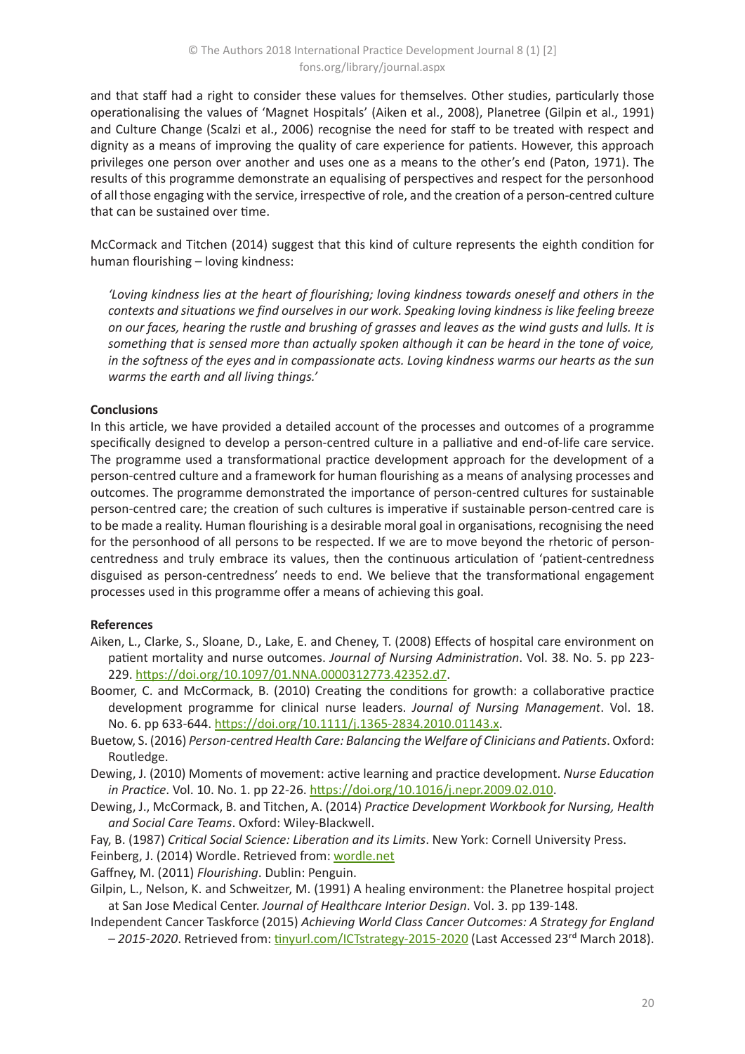and that staff had a right to consider these values for themselves. Other studies, particularly those operationalising the values of 'Magnet Hospitals' (Aiken et al., 2008), Planetree (Gilpin et al., 1991) and Culture Change (Scalzi et al., 2006) recognise the need for staff to be treated with respect and dignity as a means of improving the quality of care experience for patients. However, this approach privileges one person over another and uses one as a means to the other's end (Paton, 1971). The results of this programme demonstrate an equalising of perspectives and respect for the personhood of all those engaging with the service, irrespective of role, and the creation of a person-centred culture that can be sustained over time.

McCormack and Titchen (2014) suggest that this kind of culture represents the eighth condition for human flourishing – loving kindness:

> *'Loving kindness lies at the heart of flourishing; loving kindness towards oneself and others in the contexts and situations we find ourselves in our work. Speaking loving kindness is like feeling breeze on our faces, hearing the rustle and brushing of grasses and leaves as the wind gusts and lulls. It is something that is sensed more than actually spoken although it can be heard in the tone of voice, in the softness of the eyes and in compassionate acts. Loving kindness warms our hearts as the sun warms the earth and all living things.'*

**Conclusions**

In this article, we have provided a detailed account of the processes and outcomes of a programme specifically designed to develop a person-centred culture in a palliative and end-of-life care service. The programme used a transformational practice development approach for the development of a person-centred culture and a framework for human flourishing as a means of analysing processes and outcomes. The programme demonstrated the importance of person-centred cultures for sustainable person-centred care; the creation of such cultures is imperative if sustainable person-centred care is to be made a reality. Human flourishing is a desirable moral goal in organisations, recognising the need for the personhood of all persons to be respected. If we are to move beyond the rhetoric of person-centredness and truly embrace its values, then the continuous articulation of 'patient-centredness disguised as person-centredness' needs to end. We believe that the transformational engagement processes used in this programme offer a means of achieving this goal.

**References**

Aiken, L., Clarke, S., Sloane, D., Lake, E. and Cheney, T. (2008) Effects of hospital care environment on patient mortality and nurse outcomes. *Journal of Nursing Administration*. Vol. 38. No. 5. pp 223-229. https://doi.org/10.1097/01.NNA.0000312773.42352.d7.

Boomer, C. and McCormack, B. (2010) Creating the conditions for growth: a collaborative practice development programme for clinical nurse leaders. *Journal of Nursing Management*. Vol. 18. No. 6. pp 633-644. https://doi.org/10.1111/j.1365-2834.2010.01143.x.

Buetow, S. (2016) *Person-centred Health Care: Balancing the Welfare of Clinicians and Patients*. Oxford: Routledge.

Dewing, J. (2010) Moments of movement: active learning and practice development. *Nurse Education in Practice*. Vol. 10. No. 1. pp 22-26. https://doi.org/10.1016/j.nepr.2009.02.010.

Dewing, J., McCormack, B. and Titchen, A. (2014) *Practice Development Workbook for Nursing, Health and Social Care Teams*. Oxford: Wiley-Blackwell.

Fay, B. (1987) *Critical Social Science: Liberation and its Limits*. New York: Cornell University Press.

Feinberg, J. (2014) Wordle. Retrieved from: wordle.net

Gaffney, M. (2011) *Flourishing*. Dublin: Penguin.

Gilpin, L., Nelson, K. and Schweitzer, M. (1991) A healing environment: the Planetree hospital project at San Jose Medical Center. *Journal of Healthcare Interior Design*. Vol. 3. pp 139-148.

Independent Cancer Taskforce (2015) *Achieving World Class Cancer Outcomes: A Strategy for England – 2015-2020*. Retrieved from: tinyurl.com/ICTstrategy-2015-2020 (Last Accessed 23rd March 2018).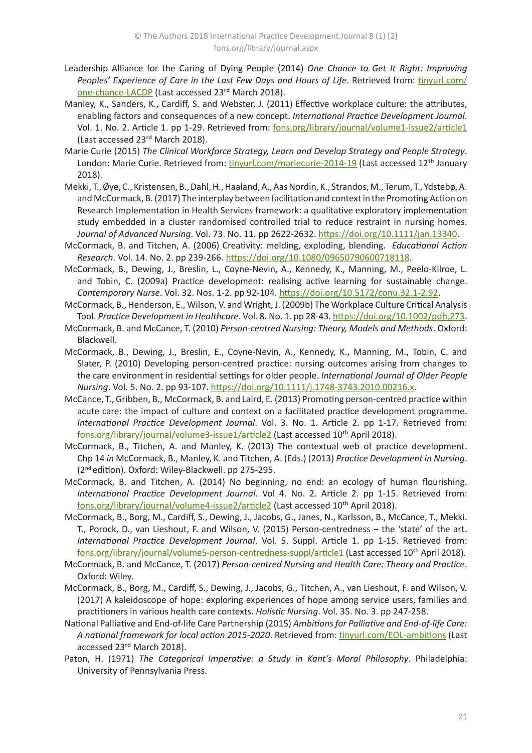Leadership Alliance for the Caring of Dying People (2014) *One Chance to Get It Right: Improving Peoples' Experience of Care in the Last Few Days and Hours of Life*. Retrieved from: tinyurl.com/one-chance-LACDP (Last accessed 23rd March 2018).

Manley, K., Sanders, K., Cardiff, S. and Webster, J. (2011) Effective workplace culture: the attributes, enabling factors and consequences of a new concept. *International Practice Development Journal*. Vol. 1. No. 2. Article 1. pp 1-29. Retrieved from: fons.org/library/journal/volume1-issue2/article1 (Last accessed 23rd March 2018).

Marie Curie (2015) *The Clinical Workforce Strategy, Learn and Develop Strategy and People Strategy*. London: Marie Curie. Retrieved from: tinyurl.com/mariecurie-2014-19 (Last accessed 12th January 2018).

Mekki, T., Øye, C., Kristensen, B., Dahl, H., Haaland, A., Aas Nordin, K., Strandos, M., Terum, T., Ydstebø, A. and McCormack, B. (2017) The interplay between facilitation and context in the Promoting Action on Research Implementation in Health Services framework: a qualitative exploratory implementation study embedded in a cluster randomised controlled trial to reduce restraint in nursing homes. *Journal of Advanced Nursing*. Vol. 73. No. 11. pp 2622-2632. https://doi.org/10.1111/jan.13340.

McCormack, B. and Titchen, A. (2006) Creativity: melding, exploding, blending. *Educational Action Research*. Vol. 14. No. 2. pp 239-266. https://doi.org/10.1080/09650790600718118.

McCormack, B., Dewing, J., Breslin, L., Coyne-Nevin, A., Kennedy, K., Manning, M., Peelo-Kilroe, L. and Tobin, C. (2009a) Practice development: realising active learning for sustainable change. *Contemporary Nurse*. Vol. 32. Nos. 1-2. pp 92-104. https://doi.org/10.5172/conu.32.1-2.92.

McCormack, B., Henderson, E., Wilson, V. and Wright, J. (2009b) The Workplace Culture Critical Analysis Tool. *Practice Development in Healthcare*. Vol. 8. No. 1. pp 28-43. https://doi.org/10.1002/pdh.273.

McCormack, B. and McCance, T. (2010) *Person-centred Nursing: Theory, Models and Methods*. Oxford: Blackwell.

McCormack, B., Dewing, J., Breslin, E., Coyne-Nevin, A., Kennedy, K., Manning, M., Tobin, C. and Slater, P. (2010) Developing person-centred practice: nursing outcomes arising from changes to the care environment in residential settings for older people. *International Journal of Older People Nursing*. Vol. 5. No. 2. pp 93-107. https://doi.org/10.1111/j.1748-3743.2010.00216.x.

McCance, T., Gribben, B., McCormack, B. and Laird, E. (2013) Promoting person-centred practice within acute care: the impact of culture and context on a facilitated practice development programme. *International Practice Development Journal*. Vol. 3. No. 1. Article 2. pp 1-17. Retrieved from: fons.org/library/journal/volume3-issue1/article2 (Last accessed 10th April 2018).

McCormack, B., Titchen, A. and Manley, K. (2013) The contextual web of practice development. Chp 14 *in* McCormack, B., Manley, K. and Titchen, A. (Eds.) (2013) *Practice Development in Nursing*. (2nd edition). Oxford: Wiley-Blackwell. pp 275-295.

McCormack, B. and Titchen, A. (2014) No beginning, no end: an ecology of human flourishing. *International Practice Development Journal*. Vol 4. No. 2. Article 2. pp 1-15. Retrieved from: fons.org/library/journal/volume4-issue2/article2 (Last accessed 10th April 2018).

McCormack, B., Borg, M., Cardiff, S., Dewing, J., Jacobs, G., Janes, N., Karlsson, B., McCance, T., Mekki. T., Porock, D., van Lieshout, F. and Wilson, V. (2015) Person-centredness – the 'state' of the art. *International Practice Development Journal*. Vol. 5. Suppl. Article 1. pp 1-15. Retrieved from: fons.org/library/journal/volume5-person-centredness-suppl/article1 (Last accessed 10th April 2018).

McCormack, B. and McCance, T. (2017) *Person-centred Nursing and Health Care: Theory and Practice*. Oxford: Wiley.

McCormack, B., Borg, M., Cardiff, S., Dewing, J., Jacobs, G., Titchen, A., van Lieshout, F. and Wilson, V. (2017) A kaleidoscope of hope: exploring experiences of hope among service users, families and practitioners in various health care contexts. *Holistic Nursing*. Vol. 35. No. 3. pp 247-258.

National Palliative and End-of-life Care Partnership (2015) *Ambitions for Palliative and End-of-life Care: A national framework for local action 2015-2020*. Retrieved from: tinyurl.com/EOL-ambitions (Last accessed 23rd March 2018).

Paton, H. (1971) *The Categorical Imperative: a Study in Kant's Moral Philosophy*. Philadelphia: University of Pennsylvania Press.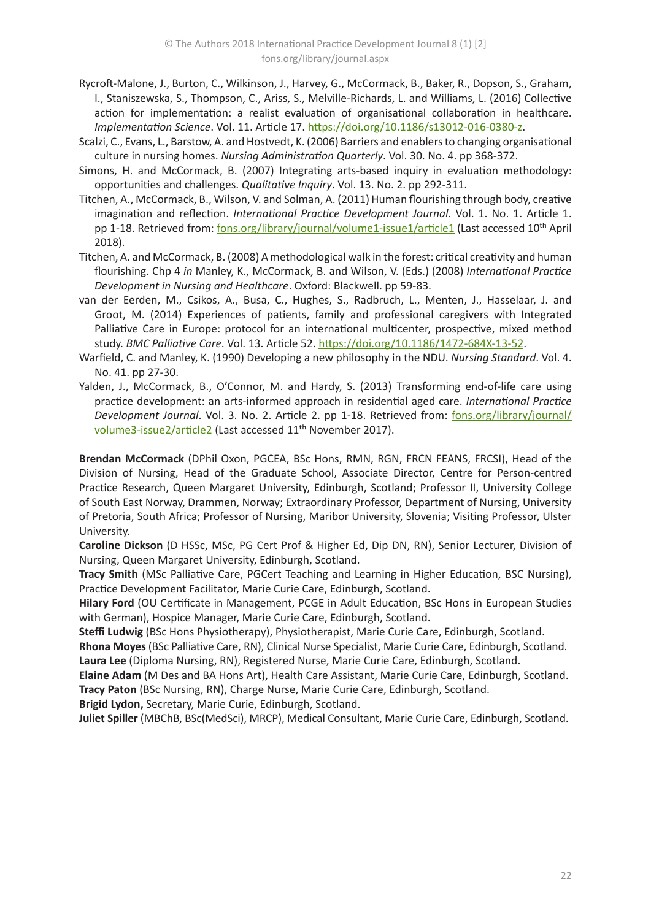Rycroft-Malone, J., Burton, C., Wilkinson, J., Harvey, G., McCormack, B., Baker, R., Dopson, S., Graham, I., Staniszewska, S., Thompson, C., Ariss, S., Melville-Richards, L. and Williams, L. (2016) Collective action for implementation: a realist evaluation of organisational collaboration in healthcare. *Implementation Science*. Vol. 11. Article 17. https://doi.org/10.1186/s13012-016-0380-z.

Scalzi, C., Evans, L., Barstow, A. and Hostvedt, K. (2006) Barriers and enablers to changing organisational culture in nursing homes. *Nursing Administration Quarterly*. Vol. 30. No. 4. pp 368-372.

Simons, H. and McCormack, B. (2007) Integrating arts-based inquiry in evaluation methodology: opportunities and challenges. *Qualitative Inquiry*. Vol. 13. No. 2. pp 292-311.

Titchen, A., McCormack, B., Wilson, V. and Solman, A. (2011) Human flourishing through body, creative imagination and reflection. *International Practice Development Journal*. Vol. 1. No. 1. Article 1. pp 1-18. Retrieved from: fons.org/library/journal/volume1-issue1/article1 (Last accessed 10th April 2018).

Titchen, A. and McCormack, B. (2008) A methodological walk in the forest: critical creativity and human flourishing. Chp 4 *in* Manley, K., McCormack, B. and Wilson, V. (Eds.) (2008) *International Practice Development in Nursing and Healthcare*. Oxford: Blackwell. pp 59-83.

van der Eerden, M., Csikos, A., Busa, C., Hughes, S., Radbruch, L., Menten, J., Hasselaar, J. and Groot, M. (2014) Experiences of patients, family and professional caregivers with Integrated Palliative Care in Europe: protocol for an international multicenter, prospective, mixed method study. *BMC Palliative Care*. Vol. 13. Article 52. https://doi.org/10.1186/1472-684X-13-52.

Warfield, C. and Manley, K. (1990) Developing a new philosophy in the NDU. *Nursing Standard*. Vol. 4. No. 41. pp 27-30.

Yalden, J., McCormack, B., O'Connor, M. and Hardy, S. (2013) Transforming end-of-life care using practice development: an arts-informed approach in residential aged care. *International Practice Development Journal*. Vol. 3. No. 2. Article 2. pp 1-18. Retrieved from: fons.org/library/journal/volume3-issue2/article2 (Last accessed 11th November 2017).

**Brendan McCormack** (DPhil Oxon, PGCEA, BSc Hons, RMN, RGN, FRCN FEANS, FRCSI), Head of the Division of Nursing, Head of the Graduate School, Associate Director, Centre for Person-centred Practice Research, Queen Margaret University, Edinburgh, Scotland; Professor II, University College of South East Norway, Drammen, Norway; Extraordinary Professor, Department of Nursing, University of Pretoria, South Africa; Professor of Nursing, Maribor University, Slovenia; Visiting Professor, Ulster University.

**Caroline Dickson** (D HSSc, MSc, PG Cert Prof & Higher Ed, Dip DN, RN), Senior Lecturer, Division of Nursing, Queen Margaret University, Edinburgh, Scotland.

**Tracy Smith** (MSc Palliative Care, PGCert Teaching and Learning in Higher Education, BSC Nursing), Practice Development Facilitator, Marie Curie Care, Edinburgh, Scotland.

**Hilary Ford** (OU Certificate in Management, PCGE in Adult Education, BSc Hons in European Studies with German), Hospice Manager, Marie Curie Care, Edinburgh, Scotland.

**Steffi Ludwig** (BSc Hons Physiotherapy), Physiotherapist, Marie Curie Care, Edinburgh, Scotland.

**Rhona Moyes** (BSc Palliative Care, RN), Clinical Nurse Specialist, Marie Curie Care, Edinburgh, Scotland.

**Laura Lee** (Diploma Nursing, RN), Registered Nurse, Marie Curie Care, Edinburgh, Scotland.

**Elaine Adam** (M Des and BA Hons Art), Health Care Assistant, Marie Curie Care, Edinburgh, Scotland.

**Tracy Paton** (BSc Nursing, RN), Charge Nurse, Marie Curie Care, Edinburgh, Scotland.

**Brigid Lydon,** Secretary, Marie Curie, Edinburgh, Scotland.

**Juliet Spiller** (MBChB, BSc(MedSci), MRCP), Medical Consultant, Marie Curie Care, Edinburgh, Scotland.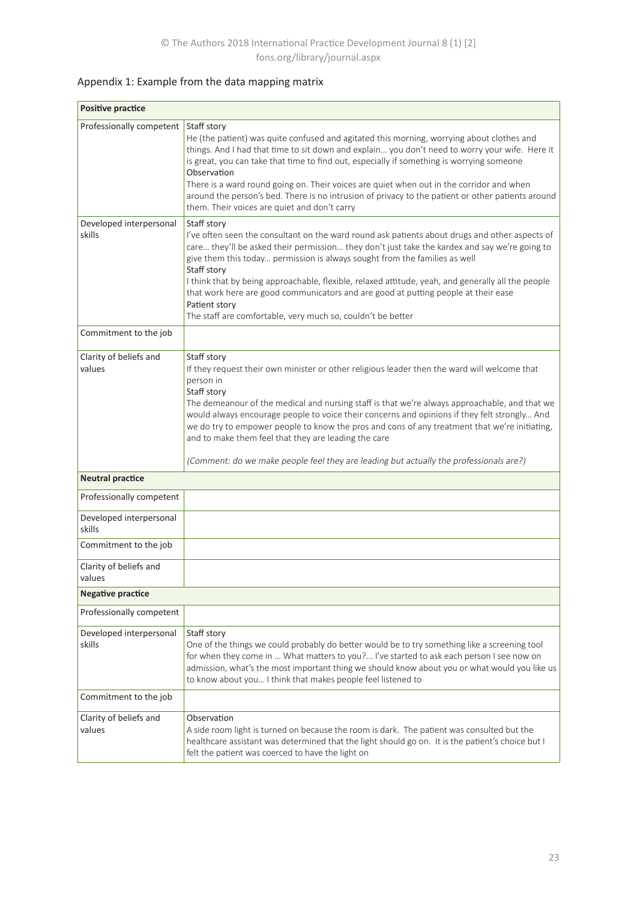## Appendix 1: Example from the data mapping matrix

| | |
|---|---|
| **Positive practice** | |
| Professionally competent | Staff story<br>He (the patient) was quite confused and agitated this morning, worrying about clothes and things. And I had that time to sit down and explain… you don't need to worry your wife. Here it is great, you can take that time to find out, especially if something is worrying someone<br>Observation<br>There is a ward round going on. Their voices are quiet when out in the corridor and when around the person's bed. There is no intrusion of privacy to the patient or other patients around them. Their voices are quiet and don't carry |
| Developed interpersonal skills | Staff story<br>I've often seen the consultant on the ward round ask patients about drugs and other aspects of care… they'll be asked their permission… they don't just take the kardex and say we're going to give them this today… permission is always sought from the families as well<br>Staff story<br>I think that by being approachable, flexible, relaxed attitude, yeah, and generally all the people that work here are good communicators and are good at putting people at their ease<br>Patient story<br>The staff are comfortable, very much so, couldn't be better |
| Commitment to the job | |
| Clarity of beliefs and values | Staff story<br>If they request their own minister or other religious leader then the ward will welcome that person in<br>Staff story<br>The demeanour of the medical and nursing staff is that we're always approachable, and that we would always encourage people to voice their concerns and opinions if they felt strongly… And we do try to empower people to know the pros and cons of any treatment that we're initiating, and to make them feel that they are leading the care<br><br>*(Comment: do we make people feel they are leading but actually the professionals are?)* |
| **Neutral practice** | |
| Professionally competent | |
| Developed interpersonal skills | |
| Commitment to the job | |
| Clarity of beliefs and values | |
| **Negative practice** | |
| Professionally competent | |
| Developed interpersonal skills | Staff story<br>One of the things we could probably do better would be to try something like a screening tool for when they come in … What matters to you?... I've started to ask each person I see now on admission, what's the most important thing we should know about you or what would you like us to know about you… I think that makes people feel listened to |
| Commitment to the job | |
| Clarity of beliefs and values | Observation<br>A side room light is turned on because the room is dark. The patient was consulted but the healthcare assistant was determined that the light should go on. It is the patient's choice but I felt the patient was coerced to have the light on |